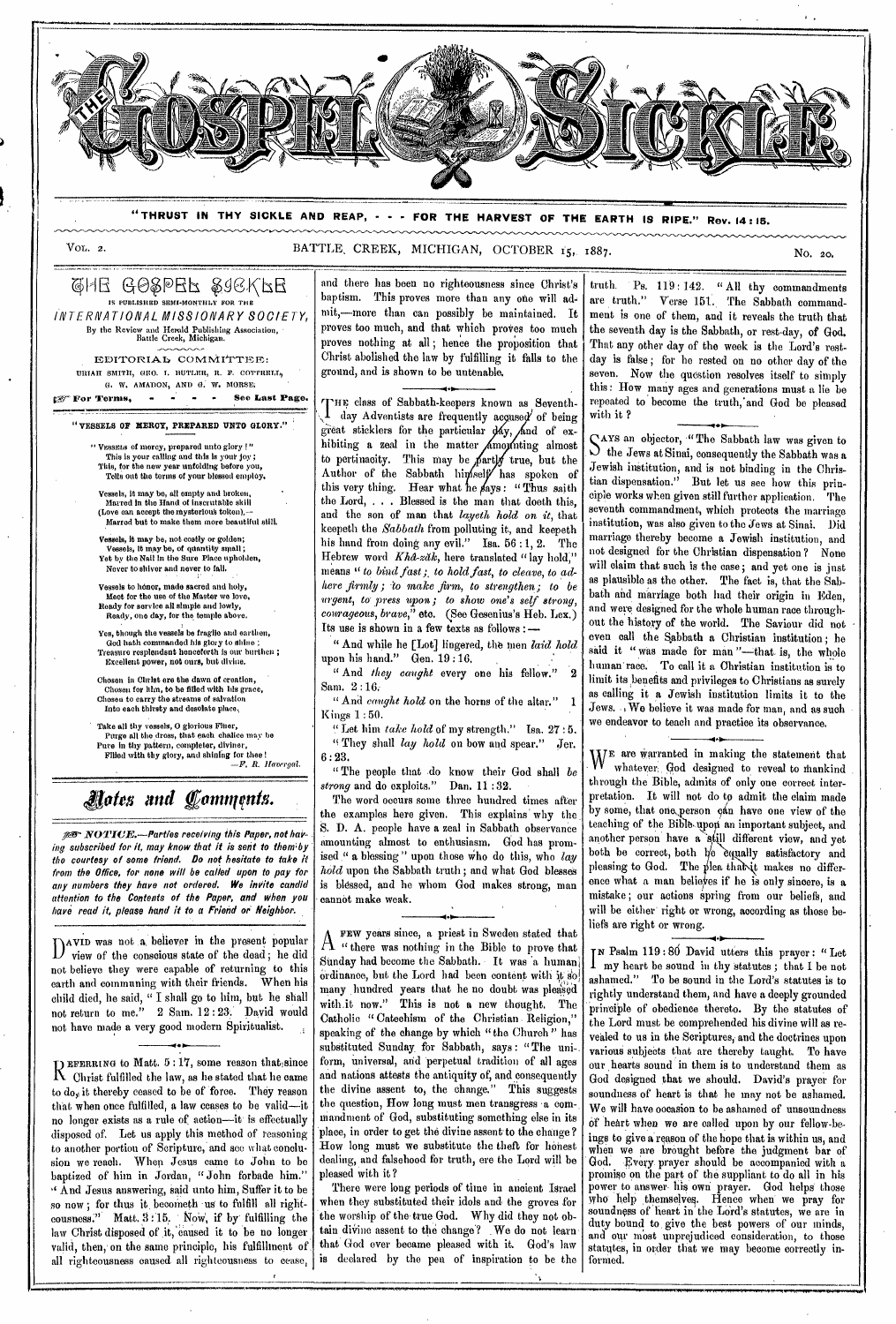# THE GOSPEL SICKLE

"THRUST IN THY SICKLE AND REAP, - - - FOR THE HARVEST OF THE EARTH IS RIPE." Rev. 14:15.

VOL. 2. BATTLE CREEK, MICHIGAN, OCTOBER 15, 1887. NO. 20.

## THE GOSPEL SICKLE

IS PUBLISHED SEMI-MONTHLY FOR THE

*INTERNATIONAL MISSIONARY SOCIETY,*

By the Review and Herald Publishing Association, Battle Creek, Michigan.

EDITORIAL COMMITTEE:
URIAH SMITH, GEO. I. BUTLER, R. F. COTTRELL, G. W. AMADON, AND G. W. MORSE.

☞ For Terms, - - - - See Last Page.

### "VESSELS OF MERCY, PREPARED UNTO GLORY."

"VESSELS of mercy, prepared unto glory!"
This is your calling and this is your joy;
This, for the new year unfolding before you,
Tells out the terms of your blessed employ.

Vessels, it may be, all empty and broken,
Marred in the Hand of inscrutable skill
(Love can accept the mysterious token),—
Marred but to make them more beautiful still.

Vessels, it may be, not costly or golden;
Vessels, it may be, of quantity small;
Yet by the Nail in the Sure Place upholden,
Never to shiver and never to fall.

Vessels to honor, made sacred and holy,
Meet for the use of the Master we love,
Ready for service all simple and lowly,
Ready, one day, for the temple above.

Yes, though the vessels be fragile and earthen,
God hath commanded his glory to shine;
Treasure resplendent henceforth is our burthen;
Excellent power, not ours, but divine.

Chosen in Christ ere the dawn of creation,
Chosen for him, to be filled with his grace,
Chosen to carry the streams of salvation
Into each thirsty and desolate place.

Take all thy vessels, O glorious Finer,
Purge all the dross, that each chalice may be
Pure in thy pattern, completer, diviner,
Filled with thy glory, and shining for thee!

—*F. R. Havergal.*

## Notes and Comments.

☞ *NOTICE.—Parties receiving this Paper, not having subscribed for it, may know that it is sent to them by the courtesy of some friend. Do not hesitate to take it from the Office, for none will be called upon to pay for any numbers they have not ordered. We invite candid attention to the Contents of the Paper, and when you have read it, please hand it to a Friend or Neighbor.*

DAVID was not a believer in the present popular view of the conscious state of the dead; he did not believe they were capable of returning to this earth and communing with their friends. When his child died, he said, "I shall go to him, but he shall not return to me." 2 Sam. 12:23. David would not have made a very good modern Spiritualist.

---

REFERRING to Matt. 5:17, some reason that, since Christ fulfilled the law, as he stated that he came to do, it thereby ceased to be of force. They reason that when once fulfilled, a law ceases to be valid—it no longer exists as a rule of action—it is effectually disposed of. Let us apply this method of reasoning to another portion of Scripture, and see what conclusion we reach. When Jesus came to John to be baptized of him in Jordan, "John forbade him." "And Jesus answering, said unto him, Suffer it to be so now; for thus it becometh us to fulfill all righteousness." Matt. 3:15. Now, if by fulfilling the law Christ disposed of it, caused it to be no longer valid, then, on the same principle, his fulfillment of all righteousness caused all righteousness to cease, and there has been no righteousness since Christ's baptism. This proves more than any one will admit,—more than can possibly be maintained. It proves too much, and that which proves too much proves nothing at all; hence the proposition that Christ abolished the law by fulfilling it falls to the ground, and is shown to be untenable.

---

THE class of Sabbath-keepers known as Seventh-day Adventists are frequently accused of being great sticklers for the particular day, and of exhibiting a zeal in the matter amounting almost to pertinacity. This may be partly true, but the Author of the Sabbath himself has spoken of this very thing. Hear what he says: "Thus saith the Lord, . . . Blessed is the man that doeth this, and the son of man that *layeth hold on it*, that keepeth the *Sabbath* from polluting it, and keepeth his hand from doing any evil." Isa. 56:1, 2. The Hebrew word *Khâ-zâk*, here translated "lay hold," means "*to bind fast; to hold fast, to cleave, to adhere firmly; to make firm, to strengthen; to be urgent, to press upon; to show one's self strong, courageous, brave,*" etc. (See Gesenius's Heb. Lex.) Its use is shown in a few texts as follows:—

"And while he [Lot] lingered, the men *laid hold* upon his hand." Gen. 19:16.

"And *they caught* every one his fellow." 2 Sam. 2:16.

"And *caught hold* on the horns of the altar." 1 Kings 1:50.

"Let him *take hold* of my strength." Isa. 27:5.

"They shall *lay hold* on bow and spear." Jer. 6:23.

"The people that do know their God shall *be strong* and do exploits." Dan. 11:32.

The word occurs some three hundred times after the examples here given. This explains why the S. D. A. people have a zeal in Sabbath observance amounting almost to enthusiasm. God has promised "a blessing" upon those who do this, who *lay hold* upon the Sabbath truth; and what God blesses is blessed, and he whom God makes strong, man cannot make weak.

---

A FEW years since, a priest in Sweden stated that "there was nothing in the Bible to prove that Sunday had become the Sabbath. It was a human ordinance, but the Lord had been content with it so many hundred years that he no doubt was pleased with it now." This is not a new thought. The Catholic "Catechism of the Christian Religion," speaking of the change by which "the Church" has substituted Sunday for Sabbath, says: "The uniform, universal, and perpetual tradition of all ages and nations attests the antiquity of, and consequently the divine assent to, the change." This suggests the question, How long must men transgress a commandment of God, substituting something else in its place, in order to get the divine assent to the change? How long must we substitute the theft for honest dealing, and falsehood for truth, ere the Lord will be pleased with it?

There were long periods of time in ancient Israel when they substituted their idols and the groves for the worship of the true God. Why did they not obtain divine assent to the change? We do not learn that God ever became pleased with it. God's law is declared by the pen of inspiration to be the truth. Ps. 119:142. "All thy commandments are truth." Verse 151. The Sabbath commandment is one of them, and it reveals the truth that the seventh day is the Sabbath, or rest-day, of God. That any other day of the week is the Lord's rest-day is false; for he rested on no other day of the seven. Now the question resolves itself to simply this: How many ages and generations must a lie be repeated to become the truth, and God be pleased with it?

---

SAYS an objector, "The Sabbath law was given to the Jews at Sinai, consequently the Sabbath was a Jewish institution, and is not binding in the Christian dispensation." But let us see how this principle works when given still further application. The seventh commandment, which protects the marriage institution, was also given to the Jews at Sinai. Did marriage thereby become a Jewish institution, and not designed for the Christian dispensation? None will claim that such is the case; and yet one is just as plausible as the other. The fact is, that the Sabbath and marriage both had their origin in Eden, and were designed for the whole human race throughout the history of the world. The Saviour did not even call the Sabbath a Christian institution; he said it "was made for man"—that is, the whole human race. To call it a Christian institution is to limit its benefits and privileges to Christians as surely as calling it a Jewish institution limits it to the Jews. We believe it was made for man, and as such we endeavor to teach and practice its observance.

---

WE are warranted in making the statement that whatever God designed to reveal to mankind through the Bible, admits of only one correct interpretation. It will not do to admit the claim made by some, that one person can have one view of the teaching of the Bible upon an important subject, and another person have a still different view, and yet both be correct, both be equally satisfactory and pleasing to God. The plea that it makes no difference what a man believes if he is only sincere, is a mistake; our actions spring from our beliefs, and will be either right or wrong, according as those beliefs are right or wrong.

---

IN Psalm 119:80 David utters this prayer: "Let my heart be sound in thy statutes; that I be not ashamed." To be sound in the Lord's statutes is to rightly understand them, and have a deeply grounded principle of obedience thereto. By the statutes of the Lord must be comprehended his divine will as revealed to us in the Scriptures, and the doctrines upon various subjects that are thereby taught. To have our hearts sound in them is to understand them as God designed that we should. David's prayer for soundness of heart is that he may not be ashamed. We will have occasion to be ashamed of unsoundness of heart when we are called upon by our fellow-beings to give a reason of the hope that is within us, and when we are brought before the judgment bar of God. Every prayer should be accompanied with a promise on the part of the suppliant to do all in his power to answer his own prayer. God helps those who help themselves. Hence when we pray for soundness of heart in the Lord's statutes, we are in duty bound to give the best powers of our minds, and our most unprejudiced consideration, to those statutes, in order that we may become correctly informed.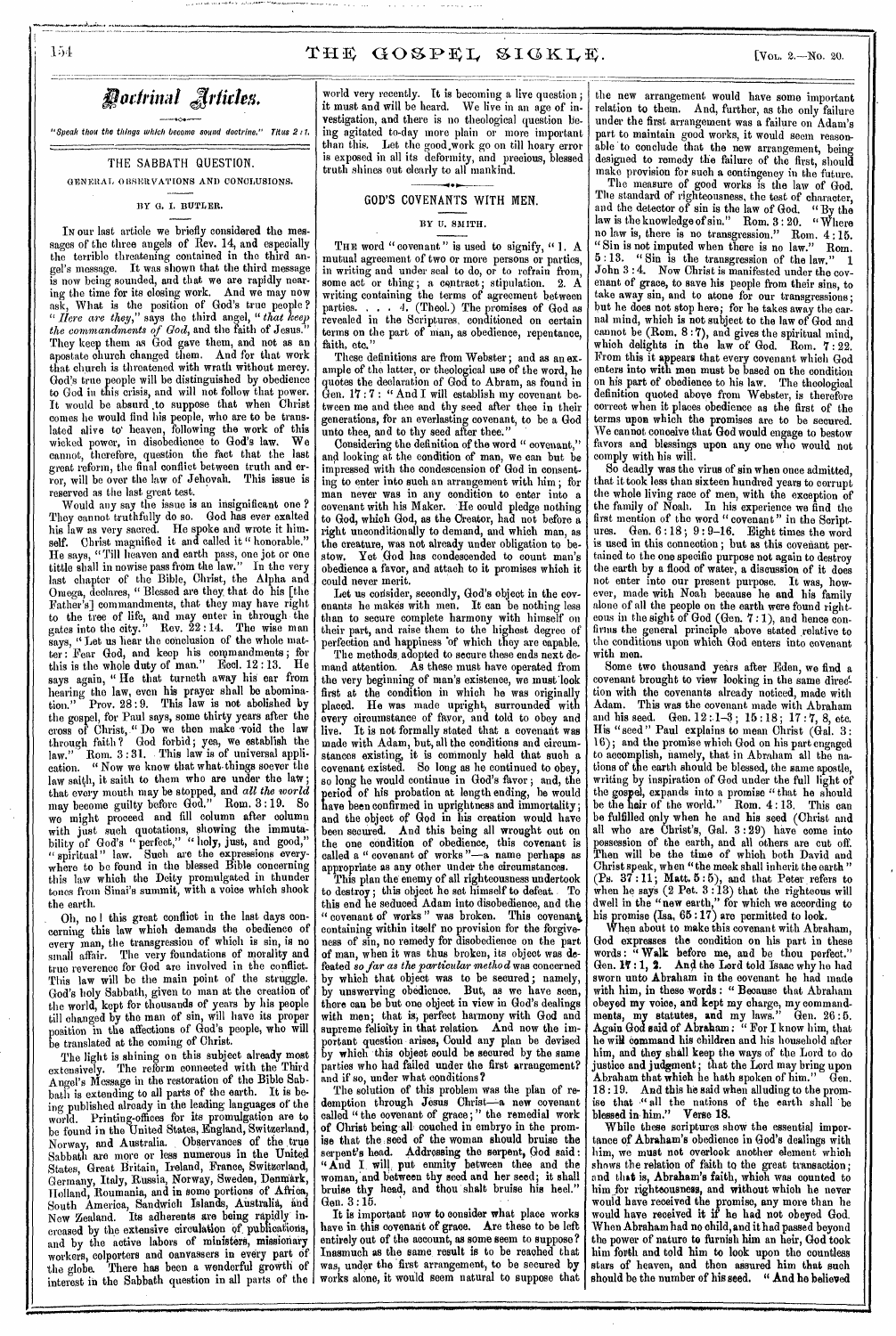# Doctrinal Articles.

*"Speak thou the things which become sound doctrine." Titus 2:1.*

## THE SABBATH QUESTION.

### GENERAL OBSERVATIONS AND CONCLUSIONS.

BY G. I. BUTLER.

IN our last article we briefly considered the messages of the three angels of Rev. 14, and especially the terrible threatening contained in the third angel's message. It was shown that the third message is now being sounded, and that we are rapidly nearing the time for its closing work. And we may now ask, What is the position of God's true people? "*Here are they,*" says the third angel, "*that keep the commandments of God,* and the faith of Jesus." They keep them as God gave them, and not as an apostate church changed them. And for that work that church is threatened with wrath without mercy. God's true people will be distinguished by obedience to God in this crisis, and will not follow that power. It would be absurd to suppose that when Christ comes he would find his people, who are to be translated alive to heaven, following the work of this wicked power, in disobedience to God's law. We cannot, therefore, question the fact that the last great reform, the final conflict between truth and error, will be over the law of Jehovah. This issue is reserved as the last great test.

Would any say the issue is an insignificant one? They cannot truthfully do so. God has ever exalted his law as very sacred. He spoke and wrote it himself. Christ magnified it and called it "honorable." He says, "Till heaven and earth pass, one jot or one tittle shall in nowise pass from the law." In the very last chapter of the Bible, Christ, the Alpha and Omega, declares, "Blessed are they that do his [the Father's] commandments, that they may have right to the tree of life, and may enter in through the gates into the city." Rev. 22:14. The wise man says, "Let us hear the conclusion of the whole matter: Fear God, and keep his commandments; for this is the whole duty of man." Eccl. 12:13. He says again, "He that turneth away his ear from hearing the law, even his prayer shall be abomination." Prov. 28:9. This law is not abolished by the gospel, for Paul says, some thirty years after the cross of Christ, "Do we then make void the law through faith? God forbid; yea, we establish the law." Rom. 3:31. This law is of universal application. "Now we know that what things soever the law saith, it saith to them who are under the law; that every mouth may be stopped, and *all the world* may become guilty before God." Rom. 3:19. So we might proceed and fill column after column with just such quotations, showing the immutability of God's "perfect," "holy, just, and good," "spiritual" law. Such are the expressions everywhere to be found in the blessed Bible concerning this law which the Deity promulgated in thunder tones from Sinai's summit, with a voice which shook the earth.

Oh, no! this great conflict in the last days concerning this law which demands the obedience of every man, the transgression of which is sin, is no small affair. The very foundations of morality and true reverence for God are involved in the conflict. This law will be the main point of the struggle. God's holy Sabbath, given to man at the creation of the world, kept for thousands of years by his people till changed by the man of sin, will have its proper position in the affections of God's people, who will be translated at the coming of Christ.

The light is shining on this subject already most extensively. The reform connected with the Third Angel's Message in the restoration of the Bible Sabbath is extending to all parts of the earth. It is being published already in the leading languages of the world. Printing-offices for its promulgation are to be found in the United States, England, Switzerland, Norway, and Australia. Observances of the true Sabbath are more or less numerous in the United States, Great Britain, Ireland, France, Switzerland, Germany, Italy, Russia, Norway, Sweden, Denmark, Holland, Roumania, and in some portions of Africa, South America, Sandwich Islands, Australia, and New Zealand. Its adherents are being rapidly increased by the extensive circulation of publications, and by the active labors of ministers, missionary workers, colporters and canvassers in every part of the globe. There has been a wonderful growth of interest in the Sabbath question in all parts of the world very recently. It is becoming a live question; it must and will be heard. We live in an age of investigation, and there is no theological question being agitated to-day more plain or more important than this. Let the good work go on till hoary error is exposed in all its deformity, and precious, blessed truth shines out clearly to all mankind.

## GOD'S COVENANTS WITH MEN.

BY U. SMITH.

THE word "covenant" is used to signify, "1. A mutual agreement of two or more persons or parties, in writing and under seal to do, or to refrain from, some act or thing; a contract; stipulation. 2. A writing containing the terms of agreement between parties. . . . 4. (Theol.) The promises of God as revealed in the Scriptures, conditioned on certain terms on the part of man, as obedience, repentance, faith, etc."

These definitions are from Webster; and as an example of the latter, or theological use of the word, he quotes the declaration of God to Abram, as found in Gen. 17:7: "And I will establish my covenant between me and thee and thy seed after thee in their generations, for an everlasting covenant, to be a God unto thee, and to thy seed after thee."

Considering the definition of the word "covenant," and looking at the condition of man, we can but be impressed with the condescension of God in consenting to enter into such an arrangement with him; for man never was in any condition to enter into a covenant with his Maker. He could pledge nothing to God, which God, as the Creator, had not before a right unconditionally to demand, and which man, as the creature, was not already under obligation to bestow. Yet God has condescended to count man's obedience a favor, and attach to it promises which it could never merit.

Let us consider, secondly, God's object in the covenants he makes with men. It can be nothing less than to secure complete harmony with himself on their part, and raise them to the highest degree of perfection and happiness of which they are capable.

The methods adopted to secure these ends next demand attention. As these must have operated from the very beginning of man's existence, we must look first at the condition in which he was originally placed. He was made upright, surrounded with every circumstance of favor, and told to obey and live. It is not formally stated that a covenant was made with Adam, but, all the conditions and circumstances existing, it is commonly held that such a covenant existed. So long as he continued to obey, so long he would continue in God's favor; and, the period of his probation at length ending, he would have been confirmed in uprightness and immortality; and the object of God in his creation would have been secured. And this being all wrought out on the one condition of obedience, this covenant is called a "covenant of works"—a name perhaps as appropriate as any other under the circumstances.

This plan the enemy of all righteousness undertook to destroy; this object he set himself to defeat. To this end he seduced Adam into disobedience, and the "covenant of works" was broken. This covenant, containing within itself no provision for the forgiveness of sin, no remedy for disobedience on the part of man, when it was thus broken, its object was defeated *so far as the particular method* was concerned by which that object was to be secured; namely, by unswerving obedience. But, as we have seen, there can be but one object in view in God's dealings with men; that is, perfect harmony with God and supreme felicity in that relation. And now the important question arises, Could any plan be devised by which this object could be secured by the same parties who had failed under the first arrangement? and if so, under what conditions?

The solution of this problem was the plan of redemption through Jesus Christ—a new covenant called "the covenant of grace;" the remedial work of Christ being all couched in embryo in the promise that the seed of the woman should bruise the serpent's head. Addressing the serpent, God said: "And I will put enmity between thee and the woman, and between thy seed and her seed; it shall bruise thy head, and thou shalt bruise his heel." Gen. 3:15.

It is important now to consider what place works have in this covenant of grace. Are these to be left entirely out of the account, as some seem to suppose? Inasmuch as the same result is to be reached that was, under the first arrangement, to be secured by works alone, it would seem natural to suppose that the new arrangement would have some important relation to them. And, further, as the only failure under the first arrangement was a failure on Adam's part to maintain good works, it would seem reasonable to conclude that the new arrangement, being designed to remedy the failure of the first, should make provision for such a contingency in the future.

The measure of good works is the law of God. The standard of righteousness, the test of character, and the detector of sin is the law of God. "By the law is the knowledge of sin." Rom. 3:20. "Where no law is, there is no transgression." Rom. 4:15. "Sin is not imputed where there is no law." Rom. 5:13. "Sin is the transgression of the law." 1 John 3:4. Now Christ is manifested under the covenant of grace, to save his people from their sins, to take away sin, and to atone for our transgressions; but he does not stop here; for he takes away the carnal mind, which is not subject to the law of God and cannot be (Rom. 8:7), and gives the spiritual mind, which delights in the law of God. Rom. 7:22. From this it appears that every covenant which God enters into with men must be based on the condition on his part of obedience to his law. The theological definition quoted above from Webster, is therefore correct when it places obedience as the first of the terms upon which the promises are to be secured. We cannot conceive that God would engage to bestow favors and blessings upon any one who would not comply with his will.

So deadly was the virus of sin when once admitted, that it took less than sixteen hundred years to corrupt the whole living race of men, with the exception of the family of Noah. In his experience we find the first mention of the word "covenant" in the Scriptures. Gen. 6:18; 9:9-16. Eight times the word is used in this connection; but as this covenant pertained to the one specific purpose not again to destroy the earth by a flood of water, a discussion of it does not enter into our present purpose. It was, however, made with Noah because he and his family alone of all the people on the earth were found righteous in the sight of God (Gen. 7:1), and hence confirms the general principle above stated relative to the conditions upon which God enters into covenant with men.

Some two thousand years after Eden, we find a covenant brought to view looking in the same direction with the covenants already noticed, made with Adam. This was the covenant made with Abraham and his seed. Gen. 12:1-3; 15:18; 17:7, 8, etc. His "seed" Paul explains to mean Christ (Gal. 3:16); and the promise which God on his part engaged to accomplish, namely, that in Abraham all the nations of the earth should be blessed, the same apostle, writing by inspiration of God under the full light of the gospel, expands into a promise "that he should be the heir of the world." Rom. 4:13. This can be fulfilled only when he and his seed (Christ and all who are Christ's, Gal. 3:29) have come into possession of the earth, and all others are cut off. Then will be the time of which both David and Christ speak, when "the meek shall inherit the earth" (Ps. 37:11; Matt. 5:5), and that Peter refers to when he says (2 Pet. 3:13) that the righteous will dwell in the "new earth," for which we according to his promise (Isa. 65:17) are permitted to look.

When about to make this covenant with Abraham, God expresses the condition on his part in these words: "Walk before me, and be thou perfect." Gen. 17:1, 2. And the Lord told Isaac why he had sworn unto Abraham in the covenant he had made with him, in these words: "Because that Abraham obeyed my voice, and kept my charge, my commandments, my statutes, and my laws." Gen. 26:5. Again God said of Abraham: "For I know him, that he will command his children and his household after him, and they shall keep the ways of the Lord to do justice and judgment; that the Lord may bring upon Abraham that which he hath spoken of him." Gen. 18:19. And this he said when alluding to the promise that "all the nations of the earth shall be blessed in him." Verse 18.

While these scriptures show the essential importance of Abraham's obedience in God's dealings with him, we must not overlook another element which shows the relation of faith to the great transaction; and that is, Abraham's faith, which was counted to him for righteousness, and without which he never would have received the promise, any more than he would have received it if he had not obeyed God. When Abraham had no child, and it had passed beyond the power of nature to furnish him an heir, God took him forth and told him to look upon the countless stars of heaven, and then assured him that such should be the number of his seed. "And he believed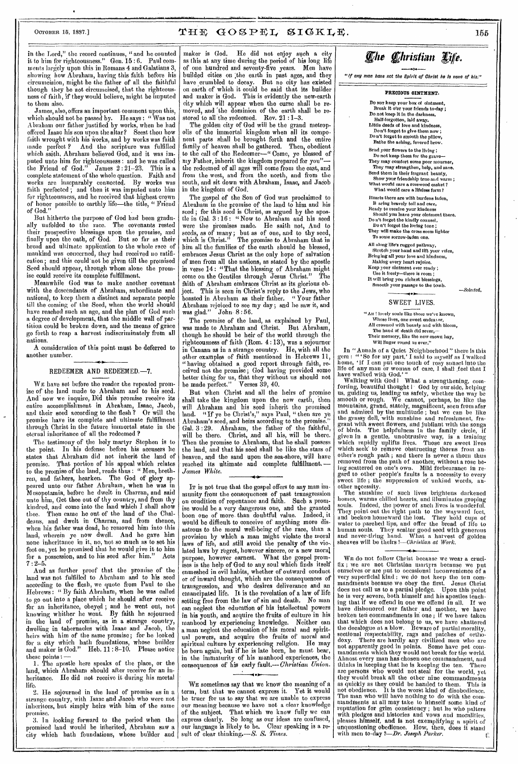in the Lord," the record continues, "and he counted it to him for righteousness." Gen. 15 : 6. Paul comments largely upon this in Romans 4 and Galatians 3, showing how Abraham, having this faith before his circumcision, might be the father of all the faithful though they be not circumcised, that the righteousness of faith, if they would believe, might be imputed to them also.

James, also, offers an important comment upon this, which should not be passed by. He says: "Was not Abraham our father justified by works, when he had offered Isaac his son upon the altar? Seest thou how faith wrought with his works, and by works was faith made perfect? And the scripture was fulfilled which saith, Abraham believed God, and it was imputed unto him for righteousness: and he was called the Friend of God." James 2 : 21–23. This is a complete statement of the whole question. Faith and works are inseparably connected. By works was faith perfected; and then it was imputed unto him for righteousness, and he received that highest crown of honor possible to earthly life—the title, "Friend of God."

But hitherto the purpose of God had been gradually unfolded to the race. The covenants rested their prospective blessings upon the promise, and finally upon the oath, of God. But so far as their broad and ultimate application to the whole race of mankind was concerned, they had received no ratification; and this could not be given till the promised Seed should appear, through whom alone the promise could receive its complete fulfillment.

Meanwhile God was to make another covenant with the descendants of Abraham, subordinate and national, to keep them a distinct and separate people till the coming of the Seed, when the world should have reached such an age, and the plan of God such a degree of development, that the middle wall of partition could be broken down, and the means of grace go forth to reap a harvest indiscriminately from all nations.

A consideration of this point must be deferred to another number.

## REDEEMER AND REDEEMED.—7.

We have set before the reader the repeated promise of the land made to Abraham and to his seed. And now we inquire, Did this promise receive its entire accomplishment in Abraham, Isaac, Jacob, and their seed according to the flesh? Or will the promise have its complete and ultimate fulfillment through Christ in the future immortal state in the eternal inheritance of all the redeemed?

The testimony of the holy martyr Stephen is to the point. In his defense before his accusers he states that Abraham did not inherit the land of promise. That portion of his appeal which relates to the promise of the land, reads thus: "Men, brethren, and fathers, hearken. The God of glory appeared unto our father Abraham, when he was in Mesopotamia, before he dwelt in Charran, and said unto him, Get thee out of thy country, and from thy kindred, and come into the land which I shall show thee. Then came he out of the land of the Chaldeans, and dwelt in Charran, and from thence, when his father was dead, he removed him into this land, wherein ye now dwell. And he gave him none inheritance in it, no, not so much as to set his foot on, yet he promised that he would give it to him for a possession, and to his seed after him." Acts 7 : 2–5.

And as further proof that the promise of the land was not fulfilled to Abraham and to his seed according to the flesh, we quote from Paul to the Hebrews: "By faith Abraham, when he was called to go out into a place which he should after receive for an inheritance, obeyed; and he went out, not knowing whither he went. By faith he sojourned in the land of promise, as in a strange country, dwelling in tabernacles with Isaac and Jacob, the heirs with him of the same promise; for he looked for a city which hath foundations, whose builder and maker is God." Heb. 11 : 8–10. Please notice these points:—

1. The apostle here speaks of the place, or the land, which Abraham should after receive for an inheritance. He did not receive it during his mortal life.

2. He sojourned in the land of promise as in a strange country, with Isaac and Jacob who were not inheritors, but simply heirs with him of the same promise.

3. In looking forward to the period when the promised land would be inherited, Abraham saw a city which hath foundations, whose builder and maker is God. He did not enjoy such a city as this at any time during the period of his long life of one hundred and seventy-five years. Men have builded cities on the earth in past ages, and they have crumbled to decay. But no city has existed on earth of which it could be said that its builder and maker is God. This is evidently the new-earth city which will appear when the curse shall be removed, and the dominion of the earth shall be restored to all the redeemed. Rev. 21 : 1–3.

The golden city of God will be the grand metropolis of the immortal kingdom when all its component parts shall be brought forth and the entire family of heaven shall be gathered. Then, obedient to the call of the Redeemer—"Come, ye blessed of my Father, inherit the kingdom prepared for you"—the redeemed of all ages will come from the east, and from the west, and from the north, and from the south, and sit down with Abraham, Isaac, and Jacob in the kingdom of God.

The gospel of the Son of God was proclaimed to Abraham in the promise of the land to him and his seed; for this seed is Christ, as argued by the apostle in Gal. 3 : 16: "Now to Abraham and his seed were the promises made. He saith not, And to seeds, as of many; but as of one, and to thy seed, which is Christ." The promise to Abraham that in him all the families of the earth should be blessed, embraces Jesus Christ as the only hope of salvation of men from all the nations, as stated by the apostle in verse 14: "That the blessing of Abraham might come on the Gentiles through Jesus Christ." The faith of Abraham embraces Christ as its glorious object. This is seen in Christ's reply to the Jews, who boasted in Abraham as their father. "Your father Abraham rejoiced to see my day; and he saw it, and was glad." John 8 : 56.

The promise of the land, as explained by Paul, was made to Abraham and Christ. But Abraham, though he should be heir of the world through the righteousness of faith (Rom. 4 : 13), was a sojourner in Canaan as in a strange country. He, with all the other examples of faith mentioned in Hebrews 11, "having obtained a good report through faith, received not the promise; God having provided some better thing for us, that they without us should not be made perfect." Verses 39, 40.

But when Christ and all the heirs of promise shall take the kingdom upon the new earth, then will Abraham and his seed inherit the promised land. "If ye be Christ's," says Paul, "then are ye Abraham's seed, and heirs according to the promise." Gal. 3 : 29. Abraham, the father of the faithful, will be there. Christ, and all his, will be there. Then the promise to Abraham, that he shall possess the land, and that his seed shall be like the stars of heaven, and the sand upon the sea-shore, will have reached its ultimate and complete fulfillment.—*James White.*

It is not true that the gospel offers to any man immunity from the consequences of past transgression on condition of repentance and faith. Such a promise would be a very dangerous one, and the granted boon one of more than doubtful value. Indeed, it would be difficult to conceive of anything more disastrous to the moral well-being of the race, than a provision by which a man might violate the moral laws of life, and still avoid the penalty of the violated laws by regret, however sincere, or a new moral purpose, however earnest. What the gospel promises is the help of God to any soul which finds itself enmeshed in evil habits, whether of outward conduct or of inward thought, which are the consequences of transgression, and who desires deliverance and an emancipated life. It is the revelation of a law of life setting free from the law of sin and death. No man can neglect the education of his intellectual powers in his youth, and acquire the fruits of culture in his manhood by experiencing knowledge. Neither can a man neglect the education of his moral and spiritual powers, and acquire the fruits of moral and spiritual culture by experiencing religion. He may be born again, but if he is late born, he must bear, in the immaturity of his manhood experiences, the consequences of his early fault.—*Christian Union.*

We sometimes say that we know the meaning of a term, but that we cannot express it. Yet it would be truer for us to say that we are unable to express our meaning because we have not a clear knowledge of the subject. That which we know fully we can express clearly. So long as our ideas are confused, our language is likely to be. Clear speaking is a result of clear thinking.—*S. S. Times.*

# The Christian Life.

*"If any man have not the Spirit of Christ he is none of his."*

### PRECIOUS OINTMENT.

Do not keep your box of ointment,  
Break it o'er your friends to-day;  
Do not keep it in the darkness,  
Half-forgotten, laid away.  
Little deeds of love and kindness,  
Don't forget to give them now;  
Don't forget to smooth the pillow,  
Bathe the aching, fevered brow.

Send your flowers to the living;  
Do not keep them for the grave—  
They may comfort some poor mourner,  
They may strengthen, help, and save.  
Send them in their fragrant beauty,  
Show your friendship true and warm;  
What would care a rosewood casket?  
What would care a lifeless form?

Hearts there are with burdens laden,  
Bearing bravely toil and care,  
Ready to receive your kindness  
Should you leave your ointment there.  
Don't forget the kindly counsel,  
Don't forget the loving tone;  
They will make the cross seem lighter  
To some sorrow-laden one.

All along life's rugged pathway,  
Stretch your hand and lift your voice,  
Bringing all your love and kindness,  
Making every heart rejoice.  
Keep your ointment ever ready;  
Use it freely—there is room;  
It will bring you richest blessings,  
Smooth your passage to the tomb.

—*Selected.*

## SWEET LIVES.

"Ah! lovely souls like those we've known,  
Whose lives, one sweet endeavor,  
All crowned with beauty and with bloom,  
The hand of death did sever,—  
Their memory, like the new-mown hay,  
Will linger round us ever."

In "Annals of a Quiet Neighborhood" there is this gem: "'So for my part,' I said to myself as I walked home, 'if I can put one touch of rosy sunset into the life of any man or woman of care, I shall feel that I have walked with God.'"

Walking with God! What a strengthening, comforting, beautiful thought! God by our side, helping us, guiding us, leading us safely, whether the way be smooth or rough. We cannot, perhaps, be like the mountains, grand, stately, magnificent, seen from afar and admired by the multitude; but we can be like the grassy dell, with sunshine and refreshment, fragrant with sweet flowers, and jubilant with the songs of birds. The helpfulness in the family circle, if given in a gentle, unobtrusive way, is a training which rapidly uplifts lives. Those are sweet lives which seek to remove obstructing thorns from another's rough path; and there is never a thorn thus removed from the path of another, without a rose being scattered on one's own. Mild forbearance in regard to other people's faults is a necessity to every sweet life; the suppression of unkind words, another necessity.

The sunshine of such lives brightens darkened homes, warms chilled hearts, and illuminates groping souls. Indeed, the power of such lives is wonderful. They point out the right path to the wayward feet, and beckon homeward the lost. They hold cups of water to parched lips, and offer the bread of life to human souls. They scatter good seed with generous and never-tiring hand. What a harvest of golden sheaves will be theirs!—*Christian at Work.*

We do not follow Christ because we wear a crucifix; we are not Christian martyrs because we put ourselves or are put to occasional inconvenience of a very superficial kind; we do not keep the ten commandments because we obey the first. Jesus Christ does not call us to a partial pledge. Upon this point he is very severe, both himself and his apostles teaching that if we offend in one we offend in all. If we have dishonored our father and mother, we have broken ten commandments in one; if we have taken that which does not belong to us, we have shattered the decalogue at a blow. Beware of partial morality, sectional respectability, rags and patches of orthodoxy. There are hardly any civilized men who are not apparently good in points. Some have pet commandments which they would not break for the world. Almost every man has chosen one commandment, and thinks in keeping that he is keeping the ten. There are persons who would not steal for the world, yet they would break all the other nine commandments as quickly as they could be handed to them. This is not obedience. It is the worst kind of disobedience. The man who will have nothing to do with the commandments at all may take to himself some kind of reputation for grim consistency; but he who palters with pledges and histories and vows and moralities, pleases himself, and is not exemplifying a spirit of unquestioning obedience. How, then, does it stand with men to-day?—*Dr. Joseph Parker.*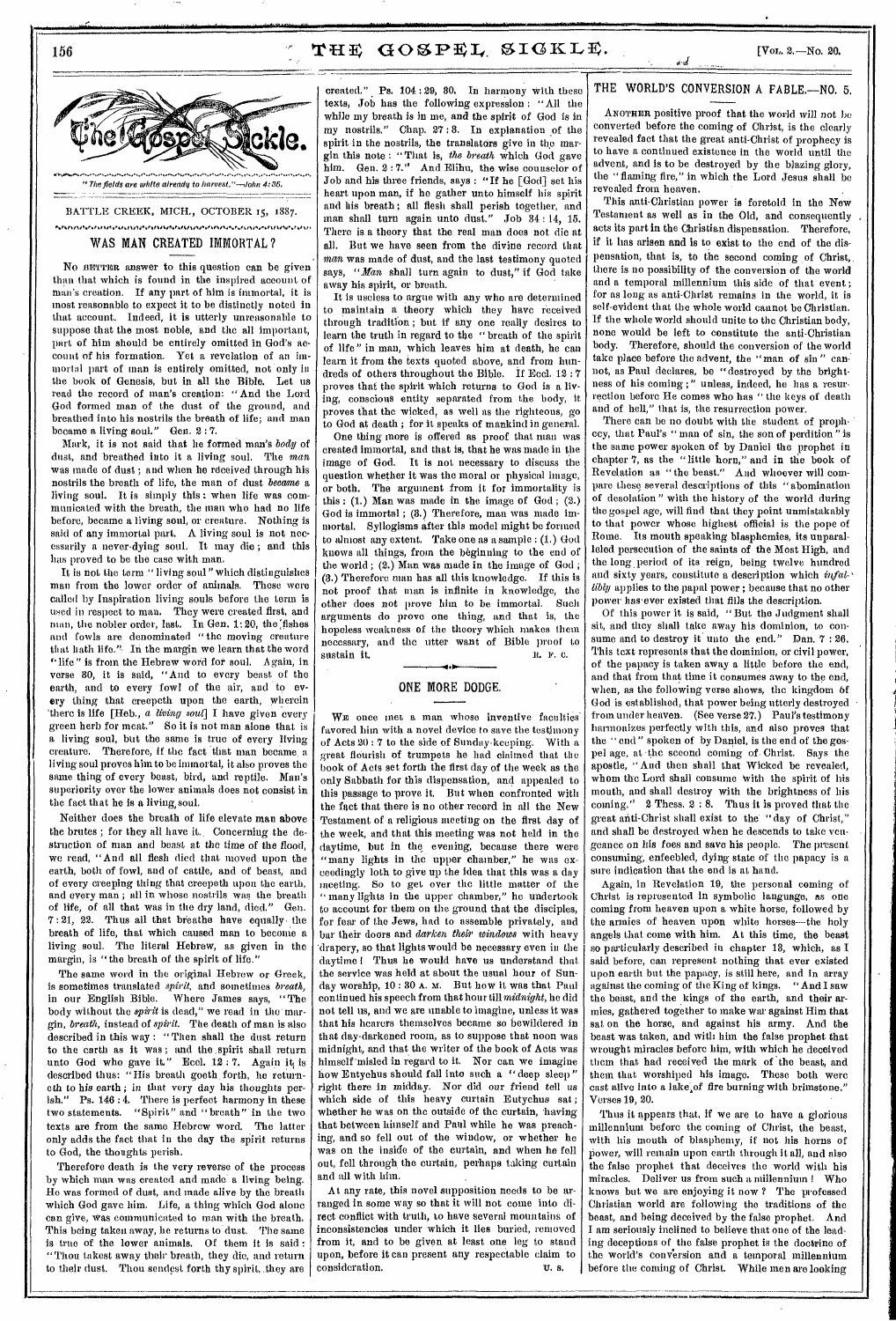*"The fields are white already to harvest."—John 4:35.*

BATTLE CREEK, MICH., OCTOBER 15, 1887.

## WAS MAN CREATED IMMORTAL?

No BETTER answer to this question can be given than that which is found in the inspired account of man's creation. If any part of him is immortal, it is most reasonable to expect it to be distinctly noted in that account. Indeed, it is utterly unreasonable to suppose that the most noble, and the all important, part of him should be entirely omitted in God's account of his formation. Yet a revelation of an immortal part of man is entirely omitted, not only in the book of Genesis, but in all the Bible. Let us read the record of man's creation: "And the Lord God formed man of the dust of the ground, and breathed into his nostrils the breath of life; and man became a living soul." Gen. 2:7.

Mark, it is not said that he formed man's *body* of dust, and breathed into it a living soul. The *man* was made of dust; and when he received through his nostrils the breath of life, the man of dust *became* a living soul. It is simply this: when life was communicated with the breath, the man who had no life before, became a living soul, or creature. Nothing is said of any immortal part. A living soul is not necessarily a never-dying soul. It may die; and this has proved to be the case with man.

It is not the term "living soul" which distinguishes man from the lower order of animals. Those were called by Inspiration living souls before the term is used in respect to man. They were created first, and man, the nobler order, last. In Gen. 1:20, the fishes and fowls are denominated "the moving creature that hath life." In the margin we learn that the word "life" is from the Hebrew word for soul. Again, in verse 30, it is said, "And to every beast of the earth, and to every fowl of the air, and to every thing that creepeth upon the earth, wherein there is life [Heb., *a living soul*] I have given every green herb for meat." So it is not man alone that is a living soul, but the same is true of every living creature. Therefore, if the fact that man became a living soul proves him to be immortal, it also proves the same thing of every beast, bird, and reptile. Man's superiority over the lower animals does not consist in the fact that he is a living soul.

Neither does the breath of life elevate man above the brutes; for they all have it. Concerning the destruction of man and beast at the time of the flood, we read, "And all flesh died that moved upon the earth, both of fowl, and of cattle, and of beast, and of every creeping thing that creepeth upon the earth, and every man; all in whose nostrils was the breath of life, of all that was in the dry land, died." Gen. 7:21, 22. Thus all that breathe have equally the breath of life, that which caused man to become a living soul. The literal Hebrew, as given in the margin, is "the breath of the spirit of life."

The same word in the original Hebrew or Greek, is sometimes translated *spirit*, and sometimes *breath*, in our English Bible. Where James says, "The body without the *spirit* is dead," we read in the margin, *breath*, instead of *spirit*. The death of man is also described in this way: "Then shall the dust return to the earth as it was; and the spirit shall return unto God who gave it." Eccl. 12:7. Again it is described thus: "His breath goeth forth, he returneth to his earth; in that very day his thoughts perish." Ps. 146:4. There is perfect harmony in these two statements. "Spirit" and "breath" in the two texts are from the same Hebrew word. The latter only adds the fact that in the day the spirit returns to God, the thoughts perish.

Therefore death is the very reverse of the process by which man was created and made a living being. He was formed of dust, and made alive by the breath which God gave him. Life, a thing which God alone can give, was communicated to man with the breath. This being taken away, he returns to dust. The same is true of the lower animals. Of them it is said: "Thou takest away their breath, they die, and return to their dust. Thou sendest forth thy spirit, they are created." Ps. 104:29, 30. In harmony with these texts, Job has the following expression: "All the while my breath is in me, and the spirit of God is in my nostrils." Chap. 27:3. In explanation of the spirit in the nostrils, the translators give in the margin this note: "That is, *the breath* which God gave him. Gen. 2:7." And Elihu, the wise counselor of Job and his three friends, says: "If he [God] set his heart upon man, if he gather unto himself his spirit and his breath; all flesh shall perish together, and man shall turn again unto dust." Job 34:14, 15. There is a theory that the real man does not die at all. But we have seen from the divine record that *man* was made of dust, and the last testimony quoted says, "*Man* shall turn again to dust," if God take away his spirit, or breath.

It is useless to argue with any who are determined to maintain a theory which they have received through tradition; but if any one really desires to learn the truth in regard to the "breath of the spirit of life" in man, which leaves him at death, he can learn it from the texts quoted above, and from hundreds of others throughout the Bible. If Eccl. 12:7 proves that the spirit which returns to God is a living, conscious entity separated from the body, it proves that the wicked, as well as the righteous, go to God at death; for it speaks of mankind in general.

One thing more is offered as proof that man was created immortal, and that is, that he was made in the image of God. It is not necessary to discuss the question whether it was the moral or physical image, or both. The argument from it for immortality is this: (1.) Man was made in the image of God; (2.) God is immortal; (3.) Therefore, man was made immortal. Syllogisms after this model might be formed to almost any extent. Take one as a sample: (1.) God knows all things, from the beginning to the end of the world; (2.) Man was made in the image of God; (3.) Therefore man has all this knowledge. If this is not proof that man is infinite in knowledge, the other does not prove him to be immortal. Such arguments do prove one thing, and that is, the hopeless weakness of the theory which makes them necessary, and the utter want of Bible proof to sustain it.

R. F. C.

## ONE MORE DODGE.

WE once met a man whose inventive faculties favored him with a novel device to save the testimony of Acts 20:7 to the side of Sunday-keeping. With a great flourish of trumpets he had claimed that the book of Acts set forth the first day of the week as the only Sabbath for this dispensation, and appealed to this passage to prove it. But when confronted with the fact that there is no other record in all the New Testament of a religious meeting on the first day of the week, and that this meeting was not held in the daytime, but in the evening, because there were "many lights in the upper chamber," he was exceedingly loth to give up the idea that this was a day meeting. So to get over the little matter of the "many lights in the upper chamber," he undertook to account for them on the ground that the disciples, for fear of the Jews, had to assemble privately, and bar their doors and *darken their windows* with heavy drapery, so that lights would be necessary even in the daytime! Thus he would have us understand that the service was held at about the usual hour of Sunday worship, 10:30 A. M. But how it was that Paul continued his speech from that hour till *midnight*, he did not tell us, and we are unable to imagine, unless it was that his hearers themselves became so bewildered in that day-darkened room, as to suppose that noon was midnight, and that the writer of the book of Acts was himself misled in regard to it. Nor can we imagine how Eutychus should fall into such a "deep sleep" right there in midday. Nor did our friend tell us which side of this heavy curtain Eutychus sat; whether he was on the outside of the curtain, having that between himself and Paul while he was preaching, and so fell out of the window, or whether he was on the inside of the curtain, and when he fell out, fell through the curtain, perhaps taking curtain and all with him.

At any rate, this novel supposition needs to be arranged in some way so that it will not come into direct conflict with truth, to have several mountains of inconsistencies under which it lies buried, removed from it, and to be given at least one leg to stand upon, before it can present any respectable claim to consideration.

U. S.

## THE WORLD'S CONVERSION A FABLE.—NO. 5.

ANOTHER positive proof that the world will not be converted before the coming of Christ, is the clearly revealed fact that the great anti-Christ of prophecy is to have a continued existence in the world until the advent, and is to be destroyed by the blazing glory, the "flaming fire," in which the Lord Jesus shall be revealed from heaven.

This anti-Christian power is foretold in the New Testament as well as in the Old, and consequently acts its part in the Christian dispensation. Therefore, if it has arisen and is to exist to the end of the dispensation, that is, to the second coming of Christ, there is no possibility of the conversion of the world and a temporal millennium this side of that event; for as long as anti-Christ remains in the world, it is self-evident that the whole world cannot be Christian. If the whole world should unite to the Christian body, none would be left to constitute the anti-Christian body. Therefore, should the conversion of the world take place before the advent, the "man of sin" cannot, as Paul declares, be "destroyed by the brightness of his coming;" unless, indeed, he has a resurrection before He comes who has "the keys of death and of hell," that is, the resurrection power.

There can be no doubt with the student of prophecy, that Paul's "man of sin, the son of perdition" is the same power spoken of by Daniel the prophet in chapter 7, as the "little horn," and in the book of Revelation as "the beast." And whoever will compare these several descriptions of this "abomination of desolation" with the history of the world during the gospel age, will find that they point unmistakably to that power whose highest official is the pope of Rome. Its mouth speaking blasphemies, its unparalleled persecution of the saints of the Most High, and the long period of its reign, being twelve hundred and sixty years, constitute a description which *infallibly* applies to the papal power; because that no other power has ever existed that fills the description.

Of this power it is said, "But the Judgment shall sit, and they shall take away his dominion, to consume and to destroy it unto the end." Dan. 7:26. This text represents that the dominion, or civil power, of the papacy is taken away a little before the end, and that from that time it consumes away to the end, when, as the following verse shows, the kingdom of God is established, that power being utterly destroyed from under heaven. (See verse 27.) Paul's testimony harmonizes perfectly with this, and also proves that the "end" spoken of by Daniel, is the end of the gospel age, at the second coming of Christ. Says the apostle, "And then shall that Wicked be revealed, whom the Lord shall consume with the spirit of his mouth, and shall destroy with the brightness of his coming." 2 Thess. 2:8. Thus it is proved that the great anti-Christ shall exist to the "day of Christ," and shall be destroyed when he descends to take vengeance on his foes and save his people. The present consuming, enfeebled, dying state of the papacy is a sure indication that the end is at hand.

Again, in Revelation 19, the personal coming of Christ is represented in symbolic language, as one coming from heaven upon a white horse, followed by the armies of heaven upon white horses—the holy angels that come with him. At this time, the beast so particularly described in chapter 13, which, as I said before, can represent nothing that ever existed upon earth but the papacy, is still here, and in array against the coming of the King of kings. "And I saw the beast, and the kings of the earth, and their armies, gathered together to make war against Him that sat on the horse, and against his army. And the beast was taken, and with him the false prophet that wrought miracles before him, with which he deceived them that had received the mark of the beast, and them that worshiped his image. These both were cast alive into a lake of fire burning with brimstone." Verses 19, 20.

Thus it appears that, if we are to have a glorious millennium before the coming of Christ, the beast, with his mouth of blasphemy, if not his horns of power, will remain upon earth through it all, and also the false prophet that deceives the world with his miracles. Deliver us from such a millennium! Who knows but we are enjoying it now? The professed Christian world are following the traditions of the beast, and being deceived by the false prophet. And I am seriously inclined to believe that one of the leading deceptions of the false prophet is the doctrine of the world's conversion and a temporal millennium before the coming of Christ. While men are looking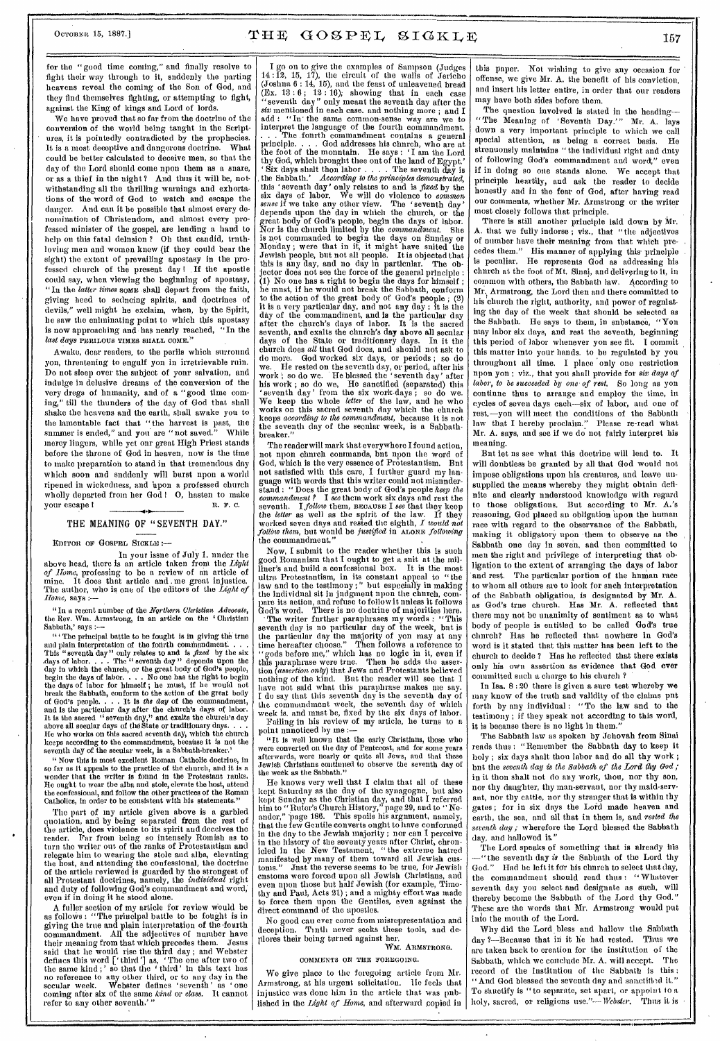for the "good time coming," and finally resolve to fight their way through to it, suddenly the parting heavens reveal the coming of the Son of God, and they find themselves fighting, or attempting to fight, against the King of kings and Lord of lords.

We have proved that so far from the doctrine of the conversion of the world being taught in the Scriptures, it is pointedly contradicted by the prophecies. It is a most deceptive and dangerous doctrine. What could be better calculated to deceive men, so that the day of the Lord should come upon them as a snare, or as a thief in the night? And thus it will be, notwithstanding all the thrilling warnings and exhortations of the word of God to watch and escape the danger. And can it be possible that almost every denomination of Christendom, and almost every professed minister of the gospel, are lending a hand to help on this fatal delusion? Oh that candid, truth-loving men and women knew (if they could bear the sight) the extent of prevailing apostasy in the professed church of the present day! If the apostle could say, when viewing the beginning of apostasy, "In the *latter times* SOME shall depart from the faith, giving heed to seducing spirits, and doctrines of devils," well might he exclaim, when, by the Spirit, he saw the culminating point to which this apostasy is now approaching and has nearly reached, "In the *last days* PERILOUS TIMES SHALL COME."

Awake, dear readers, to the perils which surround you, threatening to engulf you in irretrievable ruin. Do not sleep over the subject of your salvation, and indulge in delusive dreams of the conversion of the very dregs of humanity, and of a "good time coming," till the thunders of the day of God that shall shake the heavens and the earth, shall awake you to the lamentable fact that "the harvest is past, the summer is ended," and you are "not saved." While mercy lingers, while yet our great High Priest stands before the throne of God in heaven, now is the time to make preparation to stand in that tremendous day which soon and suddenly will burst upon a world ripened in wickedness, and upon a professed church wholly departed from her God! O, hasten to make your escape! R. F. C.

## THE MEANING OF "SEVENTH DAY."

EDITOR OF GOSPEL SICKLE:—

In your issue of July 1, under the above head, there is an article taken from the *Light of Home*, professing to be a review of an article of mine. It does that article and me great injustice. The author, who is one of the editors of the *Light of Home*, says:—

"In a recent number of the *Northern Christian Advocate*, the Rev. Wm. Armstrong, in an article on the 'Christian Sabbath,' says:—

"'The principal battle to be fought is in giving the true and plain interpretation of the fourth commandment. . . . This "seventh day" only relates to and is *fixed* by the six days of labor. . . . The "seventh day" depends upon the day in which the church, or the great body of God's people, begin the days of labor. . . . No one has the right to begin the days of labor for himself; he must, if he would not break the Sabbath, conform to the action of the great body of God's people. . . . It is *the day* of the commandment, and is the particular day after the church's days of labor. It is the sacred "seventh day," and exalts the church's day above all secular days of the State or traditionary days. . . . He who works on this sacred seventh day, which the church keeps according to the commandment, because it is not the seventh day of the secular week, is a Sabbath-breaker.'

"Now this is most excellent Roman Catholic doctrine, in so far as it appeals to the practice of the church, and it is a wonder that the writer is found in the Protestant ranks. He ought to wear the alba and stole, elevate the host, attend the confessional, and follow the other practices of the Roman Catholics, in order to be consistent with his statements."

The part of my article given above is a garbled quotation, and by being separated from the rest of the article, does violence to its spirit and deceives the reader. Far from being so intensely Romish as to turn the writer out of the ranks of Protestantism and relegate him to wearing the stole and alba, elevating the host, and attending the confessional, the doctrine of the article reviewed is guarded by the strongest of all Protestant doctrines, namely, the *individual* right and duty of following God's commandment and word, even if in doing it he stood alone.

A fuller section of my article for review would be as follows: "The principal battle to be fought is in giving the true and plain interpretation of the fourth commandment. All the adjectives of number have their meaning from that which precedes them. Jesus said that he would rise the third day; and Webster defines this word ['third'] as, 'The one after two of the same kind;' so that the 'third' in this text has no reference to any other third, or to any day in the secular week. Webster defines 'seventh' as 'one coming after six of the same *kind* or *class*. It cannot refer to any other seventh.'"

I go on to give the examples of Sampson (Judges 14:12, 15, 17), the circuit of the walls of Jericho (Joshua 6:14, 15), and the feast of unleavened bread (Ex. 13:6; 13:16); showing that in each case "seventh day" only meant the seventh day after the *six* mentioned in each case, and nothing more; and I add: "In the same common-sense way are we to interpret the language of the fourth commandment. . . . The fourth commandment contains a general principle. . . . God addresses his church, who are at the foot of the mountain. He says: 'I am the Lord thy God, which brought thee out of the land of Egypt.' 'Six days shalt thou labor . . . . The seventh day is the Sabbath.' *According to the principles demonstrated*, this 'seventh day' only relates to and is *fixed* by the six days of labor. We will do violence to *common sense* if we take any other view. The 'seventh day' depends upon the day in which the church, or the great body of God's people, begin the days of labor. Nor is the church limited by the *commandment*. She is not commanded to begin the days on Sunday or Monday; were that in it, it might have suited the Jewish people, but not all people. It is objected that this is any day, and no day in particular. The objector does not see the force of the general principle: (1) No one has a right to begin the days for himself; he must, if he would not break the Sabbath, conform to the action of the great body of God's people; (2) it is a very particular day, and not any day; it is the day of the commandment, and is the particular day after the church's days of labor. It is the sacred seventh, and exalts the church's day above all secular days of the State or traditionary days. In it the church does *all* that God does, and should not ask to do more. God worked six days, or periods; so do we. He rested on the seventh day, or period, after his work; so do we. He blessed the 'seventh day' after his work; so do we. He sanctified (separated) this 'seventh day' from the six work-days; so do we. We keep the whole *letter* of the law, and he who works on this sacred seventh day which the church keeps *according to the commandment*, because it is not the seventh day of the secular week, is a Sabbath-breaker."

The reader will mark that everywhere I found action, not upon church commands, but upon the word of God, which is the very essence of Protestantism. But not satisfied with this care, I further guard my language with words that this writer could not misunderstand: "Does the great body of God's people *keep the commandment?* I *see* them work six days and rest the seventh. I *follow* them, BECAUSE I *see* that they keep the *letter* as well as the spirit of the law. If they worked seven days and rested the eighth, *I would not follow them*, but would be *justified* in ALONE *following* the commandment."

Now, I submit to the reader whether this is such good Romanism that I ought to get a suit at the milliner's and build a confessional box. It is the most ultra Protestantism, in its constant appeal to "the law and to the testimony;" but especially in making the individual sit in judgment upon the church, compare its action, and refuse to follow it unless it follows God's word. There is no doctrine of majorities here.

The writer further paraphrases my words: "This seventh day is no particular day of the week, but is the particular day the majority of you may at any time hereafter choose." Then follows a reference to "gods before me," which has no logic in it, even if this paraphrase were true. Then he adds the assertion (*assertion only*) that Jews and Protestants believed nothing of the kind. But the reader will see that I have not said what this paraphrase makes me say. I do say that this seventh day is the seventh day of the commandment week, the seventh day of which week is, and must be, fixed by the six days of labor.

Failing in his review of my article, he turns to a point unnoticed by me:—

"It is well known that the early Christians, those who were converted on the day of Pentecost, and for some years afterwards, were nearly or quite all Jews, and that these Jewish Christians continued to observe the seventh day of the week as the Sabbath."

He knows very well that I claim that all of these kept Saturday as the day of the synagogue, but also kept Sunday as the Christian day, and that I referred him to "Ruter's Church History," page 29, and to "Neander," page 186. This spoils his argument, namely, that the few Gentile converts ought to have conformed in the day to the Jewish majority; nor can I perceive in the history of the seventy years after Christ, chronicled in the New Testament, "the extreme hatred manifested by many of them toward all Jewish customs." Just the reverse seems to be true, for Jewish customs were forced upon all Jewish Christians, and even upon those but half Jewish (for example, Timothy and Paul, Acts 21); and a mighty effort was made to force them upon the Gentiles, even against the direct command of the apostles.

No good can ever come from misrepresentation and deception. Truth never seeks these tools, and deplores their being turned against her.

WM. ARMSTRONG.

### COMMENTS ON THE FOREGOING.

We give place to the foregoing article from Mr. Armstrong, at his urgent solicitation. He feels that injustice was done him in the article that was published in the *Light of Home*, and afterward copied in this paper. Not wishing to give any occasion for offense, we give Mr. A. the benefit of his conviction, and insert his letter entire, in order that our readers may have both sides before them.

The question involved is stated in the heading—"The Meaning of 'Seventh Day.'" Mr. A. lays down a very important principle to which we call special attention, as being a correct basis. He strenuously maintains "the individual right and duty of following God's commandment and word," even if in doing so one stands alone. We accept that principle heartily, and ask the reader to decide honestly and in the fear of God, after having read our comments, whether Mr. Armstrong or the writer most closely follows that principle.

There is still another principle laid down by Mr. A. that we fully indorse; viz., that "the adjectives of number have their meaning from that which precedes them." His manner of applying this principle is peculiar. He represents God as addressing his church at the foot of Mt. Sinai, and delivering to it, in common with others, the Sabbath law. According to Mr. Armstrong, the Lord then and there committed to his church the right, authority, and power of regulating the day of the week that should be selected as the Sabbath. He says to them, in substance, "You may labor six days, and rest the seventh, beginning this period of labor whenever you see fit. I commit this matter into your hands, to be regulated by you throughout all time. I place only one restriction upon you; viz., that you shall provide for *six days of labor, to be succeeded by one of rest*. So long as you continue thus to arrange and employ the time, in cycles of seven days each—six of labor, and one of rest,—you will meet the conditions of the Sabbath law that I hereby proclaim." Please re-read what Mr. A. says, and see if we do not fairly interpret his meaning.

But let us see what this doctrine will lead to. It will doubtless be granted by all that God would not impose obligations upon his creatures, and leave unsupplied the means whereby they might obtain definite and clearly understood knowledge with regard to those obligations. But according to Mr. A.'s reasoning, God placed an obligation upon the human race with regard to the observance of the Sabbath, making it obligatory upon them to observe as the Sabbath one day in seven, and then committed to men the right and privilege of interpreting that obligation to the extent of arranging the days of labor and rest. The particular portion of the human race to whom all others are to look for such interpretation of the Sabbath obligation, is designated by Mr. A. as God's true church. Has Mr. A. reflected that there may not be unanimity of sentiment as to what body of people is entitled to be called God's true church? Has he reflected that nowhere in God's word is it stated that this matter has been left to the church to decide? Has he reflected that there exists only his own assertion as evidence that God ever committed such a charge to his church?

In Isa. 8:20 there is given a sure test whereby we may know of the truth and validity of the claims put forth by any individual: "To the law and to the testimony; if they speak not according to this word, it is because there is no light in them."

The Sabbath law as spoken by Jehovah from Sinai reads thus: "Remember the Sabbath day to keep it holy; six days shalt thou labor and do all thy work; but the *seventh day is the Sabbath of the Lord thy God;* in it thou shalt not do any work, thou, nor thy son, nor thy daughter, thy man-servant, nor thy maid-servant, nor thy cattle, nor thy stranger that is within thy gates; for in six days the Lord made heaven and earth, the sea, and all that in them is, and *rested the seventh day;* wherefore the Lord blessed the Sabbath day, and hallowed it."

The Lord speaks of something that is already his—"the seventh day *is* the Sabbath of the Lord thy God." Had he left it for his church to select that day, the commandment should read thus: "Whatever seventh day you select and designate as such, will thereby become the Sabbath of the Lord thy God." These are the words that Mr. Armstrong would put into the mouth of the Lord.

Why did the Lord bless and hallow the Sabbath day?—Because that in it he had rested. Thus we are taken back to creation for the institution of the Sabbath, which we conclude Mr. A. will accept. The record of the institution of the Sabbath is this: "And God blessed the seventh day and sanctified it." To sanctify is "to separate, set apart, or appoint to a holy, sacred, or religious use."—*Webster*. Thus it is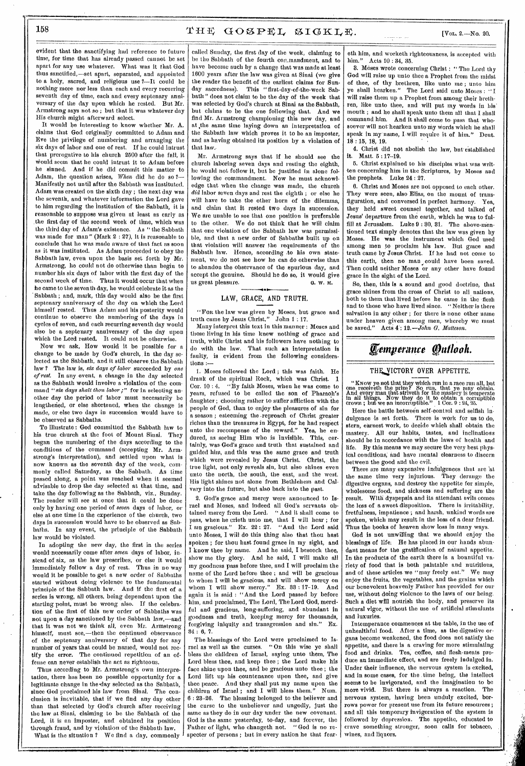evident that the sanctifying had reference to future time, for time that has already passed cannot be set apart for any use whatever. What was it that God thus sanctified,—set apart, separated, and appointed to a holy, sacred, and religious use?—It could be nothing more nor less than each and every recurring seventh day of time, each and every septenary anniversary of the day upon which he rested. But Mr. Armstrong says not so; but that it was whatever day His church might afterward select.

It would be interesting to know whether Mr. A. claims that God originally committed to Adam and Eve the privilege of numbering and arranging the six days of labor and one of rest. If he could intrust that prerogative to his church 2500 after the fall, it would seem that he could intrust it to Adam before he sinned. And if he did commit this matter to Adam, the question arises, *When* did he do so?—Manifestly not until after the Sabbath was instituted. Adam was created on the sixth day; the next day was the seventh, and whatever information the Lord gave to him regarding the institution of the Sabbath, it is reasonable to suppose was given at least as early as the first day of the second week of time, which was the third day of Adam's existence. As "the Sabbath was made for man" (Mark 2:27), it is reasonable to conclude that he was made aware of that fact as soon as it was instituted. As Adam proceeded to obey the Sabbath law, even upon the basis set forth by Mr. Armstrong, he could not do otherwise than begin to number his six days of labor with the first day of the second week of time. Thus it would occur that when he came to the seventh day, he would celebrate it as the Sabbath; and, mark, this day would also be the first septenary anniversary of the day on which the Lord himself rested. Thus Adam and his posterity would continue to observe the numbering of the days in cycles of seven, and each recurring seventh day would also be a septenary anniversary of the day upon which the Lord rested. It could not be otherwise.

Now we ask, How would it be possible for a change to be made by God's church, in the day selected as the Sabbath, and it still observe the Sabbath law? The law is, *six days of labor* succeeded by *one of rest*. In any event, a change in the day selected as the Sabbath would involve a violation of the command "*six days shalt thou labor;*" for in selecting another day the period of labor must necessarily be lengthened, or else shortened, when the change is made, or else two days in succession would have to be observed as Sabbaths.

To illustrate: God committed the Sabbath law to his true church at the foot of Mount Sinai. They began the numbering of the days according to the conditions of the command (accepting Mr. Armstrong's interpretation), and settled upon what is now known as the seventh day of the week, commonly called Saturday, as the Sabbath. As time passed along, a point was reached when it seemed advisable to drop the day selected at that time, and take the day following as the Sabbath, viz., Sunday. The reader will see at once that it could be done only by having one period of *seven* days of labor, or else at one time in the experience of the church, two days in succession would have to be observed as Sabbaths. In any event, the principle of the Sabbath law would be violated.

In adopting the new day, the first in the series would necessarily come after *seven* days of labor, instead of six, as the law prescribes, or else it would immediately follow a day of rest. Thus in no way would it be possible to get a new order of Sabbaths started without doing violence to the fundamental principle of the Sabbath law. And if the first of a series is wrong, all others, being dependent upon the starting point, must be wrong also. If the celebration of the first of this new order of Sabbaths was not upon a day sanctioned by the Sabbath law,—and that it was not we think all, even Mr. Armstrong himself, must see,—then the continued observance of the septenary anniversary of that day for any number of years that could be named, would not rectify the error. The continued repetition of an offense can never establish the act as righteous.

Thus according to Mr. Armstrong's own interpretation, there has been no possible opportunity for a legitimate change in the day selected as the Sabbath, since God proclaimed his law from Sinai. The conclusion is inevitable, that if we find any day other than that selected by God's church after receiving the law at Sinai, claiming to be the Sabbath of the Lord, it is an imposter, and obtained its position through fraud, and by violation of the Sabbath law.

What is the situation? We find a day, commonly called Sunday, the first day of the week, claiming to be the Sabbath of the fourth commandment, and to have become such by a change that was made at least 1600 years after the law was given at Sinai (we give the reader the benefit of the earliest claims for Sunday sacredness). This "first-day-of-the-week Sabbath" does not claim to be the day of the week that was selected by God's church at Sinai as the Sabbath, but claims to be the one following that. And we find Mr. Armstrong championing this new day, and at the same time laying down an interpretation of the Sabbath law which proves it to be an imposter, and as having obtained its position by a violation of that law.

Mr. Armstrong says that if he should see the church laboring seven days and resting the eighth, he would not follow it, but be justified in alone following the commandment. Now he must acknowledge that when the change was made, the church *did* labor seven days and rest the eighth; or else he will have to take the other horn of the dilemma, and claim that it rested two days in succession. We are unable to see that one position is preferable to the other. We do not think that he will claim that one violation of the Sabbath law was permissible, and that a new order of Sabbaths built up on that violation will answer the requirements of the Sabbath law. Hence, according to his own statement, we do not see how he can do otherwise than to abandon the observance of the spurious day, and accept the genuine. Should he do so, it would give us great pleasure. G. W. M.

## LAW, GRACE, AND TRUTH.

"For the law was given by Moses, but grace and truth came by Jesus Christ." John 1:17.

Many interpret this text in this manner: Moses and those living in his time knew nothing of grace and truth, while Christ and his followers have nothing to do with the law. That such an interpretation is faulty, is evident from the following considerations:—

1. Moses followed the Lord; this was faith. He drank of the spiritual Rock, which was Christ. 1 Cor. 10:4. "By faith Moses, when he was come to years, refused to be called the son of Pharaoh's daughter; choosing rather to suffer affliction with the people of God, than to enjoy the pleasures of sin for a season; esteeming the reproach of Christ greater riches than the treasures in Egypt, for he had respect unto the recompense of the reward." Yea, he endured, as seeing Him who is invisible. This, certainly, was God's grace and truth that sustained and guided him, and this was the same grace and truth which were revealed by Jesus Christ. Christ, the true light, not only reveals sin, but also shines even unto the north, the south, the east, and the west. His light shines not alone from Bethlehem and Calvary into the future, but also back into the past.

2. God's grace and mercy were announced to Israel and Moses, and indeed all God's servants obtained mercy from the Lord. "And it shall come to pass, when he crieth unto me, that I will hear; for I am gracious." Ex. 22:27. "And the Lord said unto Moses, I will do this thing also that thou hast spoken; for thou hast found grace in my sight, and I know thee by name. And he said, I beseech thee, show me thy glory. And he said, I will make all my goodness pass before thee, and I will proclaim the name of the Lord before thee; and will be gracious to whom I will be gracious, and will show mercy on whom I will show mercy." Ex. 33:17-19. And again it is said: "And the Lord passed by before him, and proclaimed, The Lord, The Lord God, merciful and gracious, long-suffering, and abundant in goodness and truth, keeping mercy for thousands, forgiving iniquity and transgression and sin." Ex. 34:6, 7.

The blessings of the Lord were proclaimed to Israel as well as the curses. "On this wise ye shall bless the children of Israel, saying unto them, The Lord bless thee, and keep thee; the Lord make his face shine upon thee, and be gracious unto thee; the Lord lift up his countenance upon thee, and give thee peace. And they shall put my name upon the children of Israel; and I will bless them." Num. 6:23-26. The blessing belonged to the believer and the curse to the unbeliever and ungodly, just the same as they do in our day under the new covenant. God is the same yesterday, to-day, and forever, the Father of light, who changeth not. "God is no respecter of persons; but in every nation he that feareth him, and worketh righteousness, is accepted with him." Acts 10:34, 35.

3. Moses wrote concerning Christ: "The Lord thy God will raise up unto thee a Prophet from the midst of thee, of thy brethren, like unto me; unto him ye shall hearken." The Lord said unto Moses: "I will raise them up a Prophet from among their brethren, like unto thee, and will put my words in his mouth; and he shall speak unto them all that I shall command him. And it shall come to pass that whosoever will not hearken unto my words which he shall speak in my name, I will require it of him." Deut. 18:15, 18, 19.

4. Christ did not abolish the law, but established it. Matt. 5:17-19.

5. Christ explained to his disciples what was written concerning him in the Scriptures, by Moses and the prophets. Luke 24:27.

6. Christ and Moses are not opposed to each other. They were seen, also Elias, on the mount of transfiguration, and conversed in perfect harmony. Yea, they held sweet counsel together, and talked of Jesus' departure from the earth, which he was to fulfill at Jerusalem. Luke 9:30, 31. The above-mentioned text simply denotes that the law was given by Moses. He was the instrument which God used among men to proclaim his law. But grace and truth came by Jesus Christ. If he had not come to this earth, then no man could have been saved. Then could neither Moses or any other have found grace in the sight of the Lord.

So, then, this is a sound and good doctrine, that grace shines from the cross of Christ to all nations, both to them that lived before he came in the flesh and to those who have lived since. "Neither is there salvation in any other; for there is none other name under heaven given among men, whereby we must be saved." Acts 4:12.—*John G. Matteson.*

# Temperance Outlook.

## THE VICTORY OVER APPETITE.

"Know ye not that they which run in a race run all, but one receiveth the prize? So run, that ye may obtain. And every man that striveth for the mastery is temperate in all things. Now they do it to obtain a corruptible crown; but we an incorruptible." 1 Cor. 9:24, 25.

Here the battle between self-control and selfish indulgence is set forth. There is work for us to do, stern, earnest work, to decide which shall obtain the mastery. All our habits, tastes, and inclinations should be in accordance with the laws of health and life. By this means we may secure the very best physical conditions, and have mental clearness to discern between the good and the evil.

There are many expensive indulgences that are at the same time very injurious. They derange the digestive organs, and destroy the appetite for simple, wholesome food, and sickness and suffering are the result. With dyspepsia and its attendant evils comes the loss of a sweet disposition. There is irritability, fretfulness, impatience; and harsh, unkind words are spoken, which may result in the loss of a dear friend. Thus the books of heaven show loss in many ways.

God is not unwilling that we should enjoy the blessings of life. He has placed in our hands abundant means for the gratification of natural appetite. In the products of the earth there is a bountiful variety of food that is both palatable and nutritious, and of these articles we "may freely eat." We may enjoy the fruits, the vegetables, and the grains which our benevolent heavenly Father has provided for our use, without doing violence to the laws of our being. Such a diet will nourish the body, and preserve its natural vigor, without the use of artificial stimulants and luxuries.

Intemperance commences at the table, in the use of unhealthful food. After a time, as the digestive organs become weakened, the food does not satisfy the appetite, and there is a craving for more stimulating food and drinks. Tea, coffee, and flesh-meats produce an immediate effect, and are freely indulged in. Under their influence, the nervous system is excited, and in some cases, for the time being, the intellect seems to be invigorated, and the imagination to be more vivid. But there is always a reaction. The nervous system, having been unduly excited, borrows power for present use from its future resources; and all this temporary invigoration of the system is followed by depression. The appetite, educated to crave something stronger, soon calls for tobacco, wines, and liquors.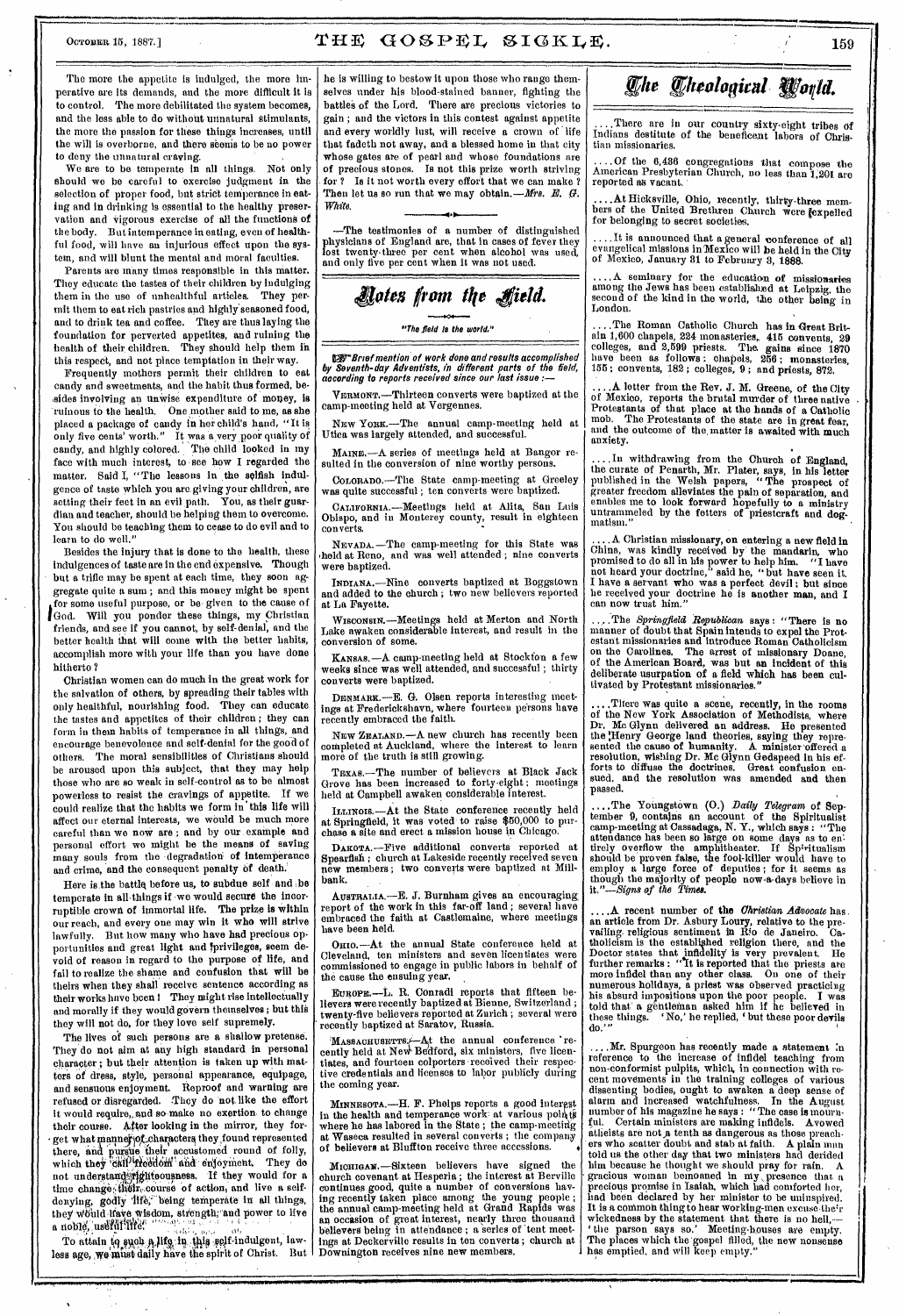The more the appetite is indulged, the more imperative are its demands, and the more difficult it is to control. The more debilitated the system becomes, and the less able to do without unnatural stimulants, the more the passion for these things increases, until the will is overborne, and there seems to be no power to deny the unnatural craving.

We are to be temperate in all things. Not only should we be careful to exercise judgment in the selection of proper food, but strict temperance in eating and in drinking is essential to the healthy preservation and vigorous exercise of all the functions of the body. But intemperance in eating, even of healthful food, will have an injurious effect upon the system, and will blunt the mental and moral faculties.

Parents are many times responsible in this matter. They educate the tastes of their children by indulging them in the use of unhealthful articles. They permit them to eat rich pastries and highly seasoned food, and to drink tea and coffee. They are thus laying the foundation for perverted appetites, and ruining the health of their children. They should help them in this respect, and not place temptation in their way.

Frequently mothers permit their children to eat candy and sweetmeats, and the habit thus formed, besides involving an unwise expenditure of money, is ruinous to the health. One mother said to me, as she placed a package of candy in her child's hand, "It is only five cents' worth." It was a very poor quality of candy, and highly colored. The child looked in my face with much interest, to see how I regarded the matter. Said I, "The lessons in the selfish indulgence of taste which you are giving your children, are setting their feet in an evil path. You, as their guardian and teacher, should be helping them to overcome. You should be teaching them to cease to do evil and to learn to do well."

Besides the injury that is done to the health, these indulgences of taste are in the end expensive. Though but a trifle may be spent at each time, they soon aggregate quite a sum; and this money might be spent for some useful purpose, or be given to the cause of God. Will you ponder these things, my Christian friends, and see if you cannot, by self-denial, and the better health that will come with the better habits, accomplish more with your life than you have done hitherto?

Christian women can do much in the great work for the salvation of others, by spreading their tables with only healthful, nourishing food. They can educate the tastes and appetites of their children; they can form in them habits of temperance in all things, and encourage benevolence and self-denial for the good of others. The moral sensibilities of Christians should be aroused upon this subject, that they may help those who are so weak in self-control as to be almost powerless to resist the cravings of appetite. If we could realize that the habits we form in this life will affect our eternal interests, we would be much more careful than we now are; and by our example and personal effort we might be the means of saving many souls from the degradation of intemperance and crime, and the consequent penalty of death.

Here is the battle before us, to subdue self and be temperate in all things if we would secure the incorruptible crown of immortal life. The prize is within our reach, and every one may win it who will strive lawfully. But how many who have had precious opportunities and great light and privileges, seem devoid of reason in regard to the purpose of life, and fail to realize the shame and confusion that will be theirs when they shall receive sentence according as their works have been! They might rise intellectually and morally if they would govern themselves; but this they will not do, for they love self supremely.

The lives of such persons are a shallow pretense. They do not aim at any high standard in personal character; but their attention is taken up with matters of dress, style, personal appearance, equipage, and sensuous enjoyment. Reproof and warning are refused or disregarded. They do not like the effort it would require, and so make no exertion to change their course. After looking in the mirror, they forget what manner of characters they found represented there, and pursue their accustomed round of folly, which they call freedom and enjoyment. They do not understand righteousness. If they would for a time change their course of action, and live a self-denying, godly life, being temperate in all things, they would have wisdom, strength, and power to live a noble, useful life.

To attain to such a life in this self-indulgent, lawless age, we must daily have the spirit of Christ. But he is willing to bestow it upon those who range themselves under his blood-stained banner, fighting the battles of the Lord. There are precious victories to gain; and the victors in this contest against appetite and every worldly lust, will receive a crown of life that fadeth not away, and a blessed home in that city whose gates are of pearl and whose foundations are of precious stones. Is not this prize worth striving for? Is it not worth every effort that we can make? Then let us so run that we may obtain.—*Mrs. E. G. White.*

—The testimonies of a number of distinguished physicians of England are, that in cases of fever they lost twenty-three per cent when alcohol was used, and only five per cent when it was not used.

# Notes from the Field.

*"The field is the world."*

☞ *Brief mention of work done and results accomplished by Seventh-day Adventists, in different parts of the field, according to reports received since our last issue:—*

VERMONT.—Thirteen converts were baptized at the camp-meeting held at Vergennes.

NEW YORK.—The annual camp-meeting held at Utica was largely attended, and successful.

MAINE.—A series of meetings held at Bangor resulted in the conversion of nine worthy persons.

COLORADO.—The State camp-meeting at Greeley was quite successful; ten converts were baptized.

CALIFORNIA.—Meetings held at Alita, San Luis Obispo, and in Monterey county, result in eighteen converts.

NEVADA.—The camp-meeting for this State was held at Reno, and was well attended; nine converts were baptized.

INDIANA.—Nine converts baptized at Boggstown and added to the church; two new believers reported at La Fayette.

WISCONSIN.—Meetings held at Merton and North Lake awaken considerable interest, and result in the conversion of some.

KANSAS.—A camp-meeting held at Stockton a few weeks since was well attended, and successful; thirty converts were baptized.

DENMARK.—E. G. Olsen reports interesting meetings at Frederickshavn, where fourteen persons have recently embraced the faith.

NEW ZEALAND.—A new church has recently been completed at Auckland, where the interest to learn more of the truth is still growing.

TEXAS.—The number of believers at Black Jack Grove has been increased to forty-eight; meetings held at Campbell awaken considerable interest.

ILLINOIS.—At the State conference recently held at Springfield, it was voted to raise $50,000 to purchase a site and erect a mission house in Chicago.

DAKOTA.—Five additional converts reported at Spearfish; church at Lakeside recently received seven new members; two converts were baptized at Millbank.

AUSTRALIA.—E. J. Burnham gives an encouraging report of the work in this far-off land; several have embraced the faith at Castlemaine, where meetings have been held.

OHIO.—At the annual State conference held at Cleveland, ten ministers and seven licentiates were commissioned to engage in public labors in behalf of the cause the ensuing year.

EUROPE.—L. R. Conradi reports that fifteen believers were recently baptized at Bienne, Switzerland; twenty-five believers reported at Zurich; several were recently baptized at Saratov, Russia.

MASSACHUSETTS.—At the annual conference recently held at New Bedford, six ministers, five licentiates, and fourteen colporters received their respective credentials and licenses to labor publicly during the coming year.

MINNESOTA.—H. F. Phelps reports a good interest in the health and temperance work at various points where he has labored in the State; the camp-meeting at Waseca resulted in several converts; the company of believers at Bluffton receive three accessions.

MICHIGAN.—Sixteen believers have signed the church covenant at Hesperia; the interest at Berville continues good, quite a number of conversions having recently taken place among the young people; the annual camp-meeting held at Grand Rapids was an occasion of great interest, nearly three thousand believers being in attendance; a series of tent meetings at Deckerville results in ten converts; church at Downington receives nine new members.

# The Theological World.

....There are in our country sixty-eight tribes of Indians destitute of the beneficent labors of Christian missionaries.

....Of the 6,436 congregations that compose the American Presbyterian Church, no less than 1,201 are reported as vacant.

....At Hicksville, Ohio, recently, thirty-three members of the United Brethren Church were expelled for belonging to secret societies.

....It is announced that a general conference of all evangelical missions in Mexico will be held in the City of Mexico, January 31 to February 3, 1888.

....A seminary for the education of missionaries among the Jews has been established at Leipzig, the second of the kind in the world, the other being in London.

....The Roman Catholic Church has in Great Britain 1,600 chapels, 224 monasteries, 415 convents, 29 colleges, and 2,599 priests. The gains since 1870 have been as follows: chapels, 256; monasteries, 155; convents, 182; colleges, 9; and priests, 872.

....A letter from the Rev. J. M. Greene, of the City of Mexico, reports the brutal murder of three native Protestants of that place at the hands of a Catholic mob. The Protestants of the state are in great fear, and the outcome of the matter is awaited with much anxiety.

....In withdrawing from the Church of England, the curate of Penarth, Mr. Plater, says, in his letter published in the Welsh papers, "The prospect of greater freedom alleviates the pain of separation, and enables me to look forward hopefully to a ministry untrammeled by the fetters of priestcraft and dogmatism."

....A Christian missionary, on entering a new field in China, was kindly received by the mandarin, who promised to do all in his power to help him. "I have not heard your doctrine," said he, "but have seen it. I have a servant who was a perfect devil; but since he received your doctrine he is another man, and I can now trust him."

....The *Springfield Republican* says: "There is no manner of doubt that Spain intends to expel the Protestant missionaries and introduce Roman Catholicism on the Carolines. The arrest of missionary Doane, of the American Board, was but an incident of this deliberate usurpation of a field which has been cultivated by Protestant missionaries."

....There was quite a scene, recently, in the rooms of the New York Association of Methodists, where Dr. Mc Glynn delivered an address. He presented the Henry George land theories, saying they represented the cause of humanity. A minister offered a resolution, wishing Dr. Mc Glynn Godspeed in his efforts to diffuse the doctrines. Great confusion ensued, and the resolution was amended and then passed.

....The Youngstown (O.) *Daily Telegram* of September 9, contains an account of the Spiritualist camp-meeting at Cassadaga, N. Y., which says: "The attendance has been so large on some days as to entirely overflow the amphitheater. If Spiritualism should be proven false, the fool-killer would have to employ a large force of deputies; for it seems as though the majority of people now-a-days believe in it."—*Signs of the Times.*

....A recent number of the *Christian Advocate* has an article from Dr. Asbury Loury, relative to the prevailing religious sentiment in Rio de Janeiro. Catholicism is the established religion there, and the Doctor states that infidelity is very prevalent. He further remarks: "It is reported that the priests are more infidel than any other class. On one of their numerous holidays, a priest was observed practicing his absurd impositions upon the poor people. I was told that a gentleman asked him if he believed in these things. 'No,' he replied, 'but these poor devils do.'"

....Mr. Spurgeon has recently made a statement in reference to the increase of infidel teaching from non-conformist pulpits, which, in connection with recent movements in the training colleges of various dissenting bodies, ought to awaken a deep sense of alarm and increased watchfulness. In the August number of his magazine he says: "The case is mournful. Certain ministers are making infidels. Avowed atheists are not a tenth as dangerous as those preachers who scatter doubt and stab at faith. A plain man told us the other day that two ministers had derided him because he thought we should pray for rain. A gracious woman bemoaned in my presence that a precious promise in Isaiah, which had comforted her, had been declared by her minister to be uninspired. It is a common thing to hear working-men excuse their wickedness by the statement that there is no hell,—'the parson says so.' Meeting-houses are empty. The places which the gospel filled, the new nonsense has emptied, and will keep empty."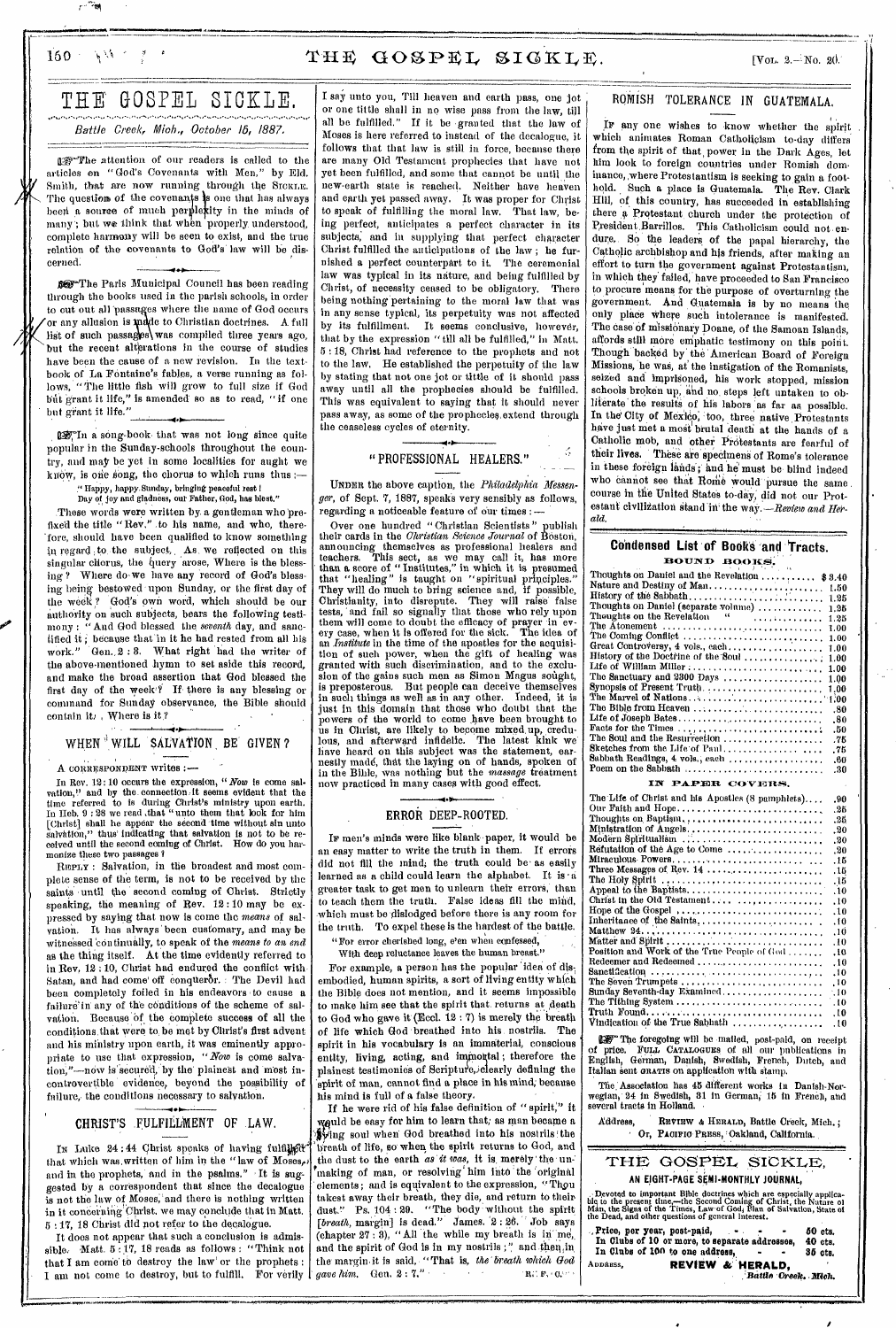# THE GOSPEL SICKLE.

*Battle Creek, Mich., October 15, 1887.*

☞ The attention of our readers is called to the articles on "God's Covenants with Men," by Eld. Smith, that are now running through the SICKLE. The question of the covenants is one that has always been a source of much perplexity in the minds of many; but we think that when properly understood, complete harmony will be seen to exist, and the true relation of the covenants to God's law will be discerned.

☞ The Paris Municipal Council has been reading through the books used in the parish schools, in order to cut out all passages where the name of God occurs or any allusion is made to Christian doctrines. A full list of such passages was compiled three years ago, but the recent alterations in the course of studies have been the cause of a new revision. In the textbook of La Fontaine's fables, a verse running as follows, "The little fish will grow to full size if God but grant it life," is amended so as to read, "if one but grant it life."

☞ In a song-book that was not long since quite popular in the Sunday-schools throughout the country, and may be yet in some localities for aught we know, is one song, the chorus to which runs thus:—

> "Happy, happy Sunday, bringing peaceful rest!
> Day of joy and gladness, our Father, God, has blest."

These words were written by a gentleman who prefixed the title "Rev." to his name, and who, therefore, should have been qualified to know something in regard to the subject. As we reflected on this singular chorus, the query arose, Where is the blessing? Where do we have any record of God's blessing being bestowed upon Sunday, or the first day of the week? God's own word, which should be our authority on such subjects, bears the following testimony: "And God blessed the *seventh* day, and sanctified it; because that in it he had rested from all his work." Gen. 2:3. What right had the writer of the above-mentioned hymn to set aside this record, and make the broad assertion that God blessed the first day of the week? If there is any blessing or command for Sunday observance, the Bible should contain it. Where is it?

## WHEN WILL SALVATION BE GIVEN?

A CORRESPONDENT writes:—

In Rev. 12:10 occurs the expression, "*Now* is come salvation," and by the connection it seems evident that the time referred to is during Christ's ministry upon earth. In Heb. 9:28 we read that "unto them that look for him [Christ] shall he appear the second time without sin unto salvation," thus indicating that salvation is not to be received until the second coming of Christ. How do you harmonize these two passages?

REPLY: Salvation, in the broadest and most complete sense of the term, is not to be received by the saints until the second coming of Christ. Strictly speaking, the meaning of Rev. 12:10 may be expressed by saying that now is come the *means* of salvation. It has always been customary, and may be witnessed continually, to speak of the *means to an end* as the thing itself. At the time evidently referred to in Rev. 12:10, Christ had endured the conflict with Satan, and had come off conqueror. The Devil had been completely foiled in his endeavors to cause a failure in any of the conditions of the scheme of salvation. Because of the complete success of all the conditions that were to be met by Christ's first advent and his ministry upon earth, it was eminently appropriate to use that expression, "*Now* is come salvation,"—now is secured, by the plainest and most incontrovertible evidence, beyond the possibility of failure, the conditions necessary to salvation.

## CHRIST'S FULFILLMENT OF LAW.

IN Luke 24:44 Christ speaks of having fulfilled that which was written of him in the "law of Moses," and in the prophets, and in the psalms." It is suggested by a correspondent that since the decalogue is not the law of Moses, and there is nothing written in it concerning Christ, we may conclude that in Matt. 5:17, 18 Christ did not refer to the decalogue.

It does not appear that such a conclusion is admissible. Matt. 5:17, 18 reads as follows: "Think not that I am come to destroy the law or the prophets: I am not come to destroy, but to fulfill. For verily I say unto you, Till heaven and earth pass, one jot or one tittle shall in no wise pass from the law, till all be fulfilled." If it be granted that the law of Moses is here referred to instead of the decalogue, it follows that that law is still in force, because there are many Old Testament prophecies that have not yet been fulfilled, and some that cannot be until the new-earth state is reached. Neither have heaven and earth yet passed away. It was proper for Christ to speak of fulfilling the moral law. That law, being perfect, anticipates a perfect character in its subjects, and in supplying that perfect character Christ fulfilled the anticipations of the law; he furnished a perfect counterpart to it. The ceremonial law was typical in its nature, and being fulfilled by Christ, of necessity ceased to be obligatory. There being nothing pertaining to the moral law that was in any sense typical, its perpetuity was not affected by its fulfillment. It seems conclusive, however, that by the expression "till all be fulfilled," in Matt. 5:18, Christ had reference to the prophets and not to the law. He established the perpetuity of the law by stating that not one jot or tittle of it should pass away until all the prophecies should be fulfilled. This was equivalent to saying that it should never pass away, as some of the prophecies extend through the ceaseless cycles of eternity.

## "PROFESSIONAL HEALERS."

UNDER the above caption, the *Philadelphia Messenger*, of Sept. 7, 1887, speaks very sensibly as follows, regarding a noticeable feature of our times:—

Over one hundred "Christian Scientists" publish their cards in the *Christian Science Journal* of Boston, announcing themselves as professional healers and teachers. This sect, as we may call it, has more than a score of "Institutes," in which it is presumed that "healing" is taught on "spiritual principles." They will do much to bring science and, if possible, Christianity, into disrepute. They will raise false tests, and fail so signally that those who rely upon them will come to doubt the efficacy of prayer in every case, when it is offered for the sick. The idea of an *Institute* in the time of the apostles for the acquisition of such power, when the gift of healing was granted with such discrimination, and to the exclusion of the gains such men as Simon Magus sought, is preposterous. But people can deceive themselves in such things as well as in any other. Indeed, it is just in this domain that those who doubt that the powers of the world to come have been brought to us in Christ, are likely to become mixed up, credulous, and afterward infidelic. The latest kink we have heard on this subject was the statement, earnestly made, that the laying on of hands, spoken of in the Bible, was nothing but the *massage* treatment now practiced in many cases with good effect.

## ERROR DEEP-ROOTED.

IF men's minds were like blank paper, it would be an easy matter to write the truth in them. If errors did not fill the mind; the truth could be as easily learned as a child could learn the alphabet. It is a greater task to get men to unlearn their errors, than to teach them the truth. False ideas fill the mind, which must be dislodged before there is any room for the truth. To expel these is the hardest of the battle.

> "For error cherished long, e'en when confessed,
> With deep reluctance leaves the human breast."

For example, a person has the popular idea of disembodied, human spirits, a sort of living entity which the Bible does not mention, and it seems impossible to make him see that the spirit that returns at death to God who gave it (Eccl. 12:7) is merely the breath of life which God breathed into his nostrils. The spirit in his vocabulary is an immaterial, conscious entity, living, acting, and immortal; therefore the plainest testimonies of Scripture, clearly defining the spirit of man, cannot find a place in his mind, because his mind is full of a false theory.

If he were rid of his false definition of "spirit," it would be easy for him to learn that, as man became a living soul when God breathed into his nostrils the breath of life, so when the spirit returns to God, and the dust to the earth *as it was*, it is merely the unmaking of man, or resolving him into the original elements; and is equivalent to the expression, "Thou takest away their breath, they die, and return to their dust." Ps. 104:29. "The body without the spirit [*breath*, margin] is dead." James 2:26. Job says (chapter 27:3), "All the while my breath is in me, and the spirit of God is in my nostrils;" and then in the margin it is said, "That is, *the breath which God gave him*. Gen. 2:7."

R. F. C.

## ROMISH TOLERANCE IN GUATEMALA.

IF any one wishes to know whether the spirit which animates Roman Catholicism to-day differs from the spirit of that power in the Dark Ages, let him look to foreign countries under Romish dominance, where Protestantism is seeking to gain a foothold. Such a place is Guatemala. The Rev. Clark Hill, of this country, has succeeded in establishing there a Protestant church under the protection of President Barillos. This Catholicism could not endure. So the leaders of the papal hierarchy, the Catholic archbishop and his friends, after making an effort to turn the government against Protestantism, in which they failed, have proceeded to San Francisco to procure means for the purpose of overturning the government. And Guatemala is by no means the only place where such intolerance is manifested. The case of missionary Doane, of the Samoan Islands, affords still more emphatic testimony on this point. Though backed by the American Board of Foreign Missions, he was, at the instigation of the Romanists, seized and imprisoned, his work stopped, mission schools broken up, and no steps left untaken to obliterate the results of his labors as far as possible. In the City of Mexico, too, three native Protestants have just met a most brutal death at the hands of a Catholic mob, and other Protestants are fearful of their lives. These are specimens of Rome's tolerance in these foreign lands; and he must be blind indeed who cannot see that Rome would pursue the same course in the United States to-day, did not our Protestant civilization stand in the way.—*Review and Herald.*

## Condensed List of Books and Tracts.

### BOUND BOOKS.

| | |
|---|---|
| Thoughts on Daniel and the Revelation | $3.40 |
| Nature and Destiny of Man | 1.50 |
| History of the Sabbath | 1.25 |
| Thoughts on Daniel (separate volume) | 1.25 |
| Thoughts on the Revelation " | 1.25 |
| The Atonement | 1.00 |
| The Coming Conflict | 1.00 |
| Great Controversy, 4 vols., each | 1.00 |
| History of the Doctrine of the Soul | 1.00 |
| Life of William Miller | 1.00 |
| The Sanctuary and 2300 Days | 1.00 |
| Synopsis of Present Truth | 1.00 |
| The Marvel of Nations | 1.00 |
| The Bible from Heaven | .80 |
| Life of Joseph Bates | .80 |
| Facts for the Times | .50 |
| The Soul and the Resurrection | .75 |
| Sketches from the Life of Paul | .75 |
| Sabbath Readings, 4 vols., each | .60 |
| Poem on the Sabbath | .30 |

### IN PAPER COVERS.

| | |
|---|---|
| The Life of Christ and his Apostles (8 pamphlets) | .90 |
| Our Faith and Hope | .25 |
| Thoughts on Baptism | .25 |
| Ministration of Angels | .20 |
| Modern Spiritualism | .20 |
| Refutation of the Age to Come | .20 |
| Miraculous Powers | .15 |
| Three Messages of Rev. 14 | .15 |
| The Holy Spirit | .15 |
| Appeal to the Baptists | .10 |
| Christ in the Old Testament | .10 |
| Hope of the Gospel | .10 |
| Inheritance of the Saints | .10 |
| Matthew 24 | .10 |
| Matter and Spirit | .10 |
| Position and Work of the True People of God | .10 |
| Redeemer and Redeemed | .10 |
| Sanctification | .10 |
| The Seven Trumpets | .10 |
| Sunday Seventh-day Examined | .10 |
| The Tithing System | .10 |
| Truth Found | .10 |
| Vindication of the True Sabbath | .10 |

☞ The foregoing will be mailed, post-paid, on receipt of price. FULL CATALOGUES of all our publications in English, German, Danish, Swedish, French, Dutch, and Italian sent GRATIS on application with stamp.

The Association has 45 different works in Danish-Norwegian, 24 in Swedish, 31 in German, 15 in French, and several tracts in Holland.

Address, REVIEW & HERALD, Battle Creek, Mich.;
Or, PACIFIC PRESS, Oakland, California.

## THE GOSPEL SICKLE,

### AN EIGHT-PAGE SEMI-MONTHLY JOURNAL,

Devoted to important Bible doctrines which are especially applicable to the present time,—the Second Coming of Christ, the Nature of Man, the Signs of the Times, Law of God, Plan of Salvation, State of the Dead, and other questions of general interest.

| | |
|---|---|
| Price, per year, post-paid, | 50 cts. |
| In Clubs of 10 or more, to separate addresses, | 40 cts. |
| In Clubs of 100 to one address, | 35 cts. |

ADDRESS, **REVIEW & HERALD,**
*Battle Creek, Mich.*